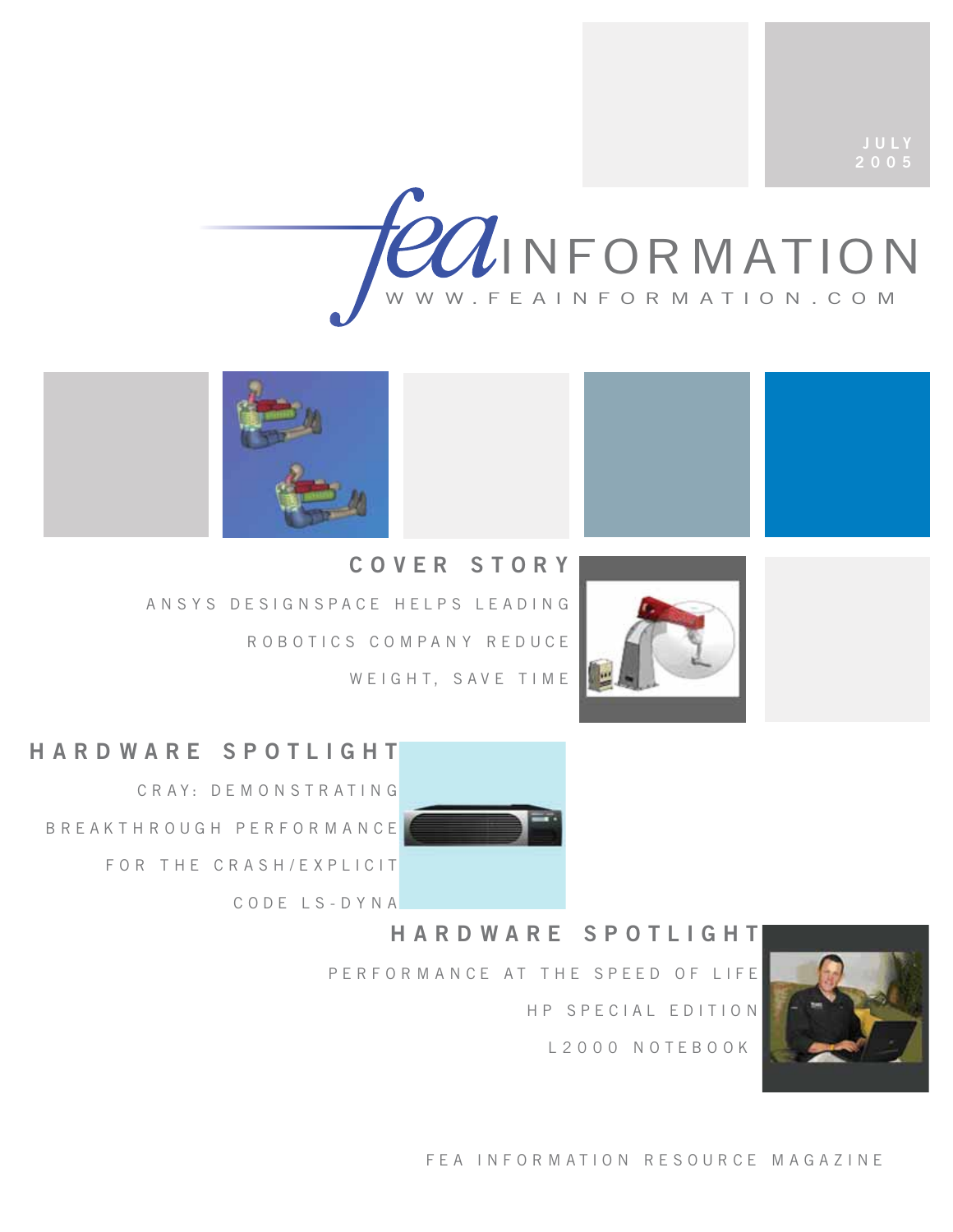JULY 2005

# fea INFORMATION

WWW.FEAINFORMATION.COM

## COVER STORY

ANSYS DESIGNSPACE HELPS LEADING ROBOTICS COMPANY REDUCE WEIGHT, SAVE TIME

## HARDWARE SPOTLIGHT

CRAY: DEMONSTRATING BREAKTHROUGH PERFORMANCE FOR THE CRASH/EXPLICIT CODE LS-DYNA

## HARDWARE SPOTLIGHT

PERFORMANCE AT THE SPEED OF LIFE HP SPECIAL EDITION L2000 NOTEBOOK

FEA INFORMATION RESOURCE MAGAZINE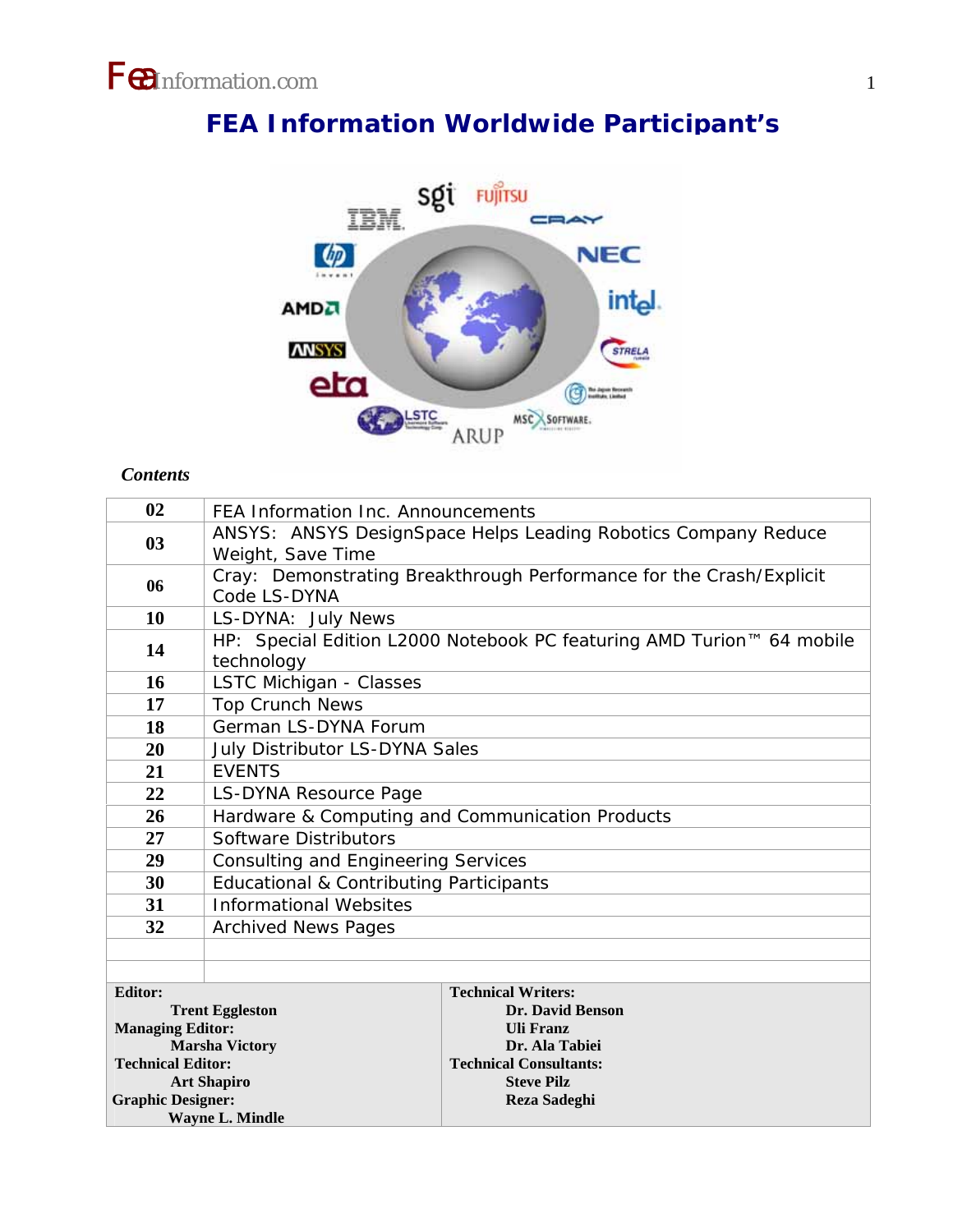# FEA Information Worldwide Participant's

*Contents*

| | |
|---|---|
| 02 | FEA Information Inc. Announcements |
| 03 | ANSYS: ANSYS DesignSpace Helps Leading Robotics Company Reduce Weight, Save Time |
| 06 | Cray: Demonstrating Breakthrough Performance for the Crash/Explicit Code LS-DYNA |
| 10 | LS-DYNA: July News |
| 14 | HP: Special Edition L2000 Notebook PC featuring AMD Turion™ 64 mobile technology |
| 16 | LSTC Michigan - Classes |
| 17 | Top Crunch News |
| 18 | German LS-DYNA Forum |
| 20 | July Distributor LS-DYNA Sales |
| 21 | EVENTS |
| 22 | LS-DYNA Resource Page |
| 26 | Hardware & Computing and Communication Products |
| 27 | Software Distributors |
| 29 | Consulting and Engineering Services |
| 30 | Educational & Contributing Participants |
| 31 | Informational Websites |
| 32 | Archived News Pages |
| | |
| | |

**Editor:**
**Trent Eggleston**
**Managing Editor:**
**Marsha Victory**
**Technical Editor:**
**Art Shapiro**
**Graphic Designer:**
**Wayne L. Mindle**

**Technical Writers:**
**Dr. David Benson**
**Uli Franz**
**Dr. Ala Tabiei**
**Technical Consultants:**
**Steve Pilz**
**Reza Sadeghi**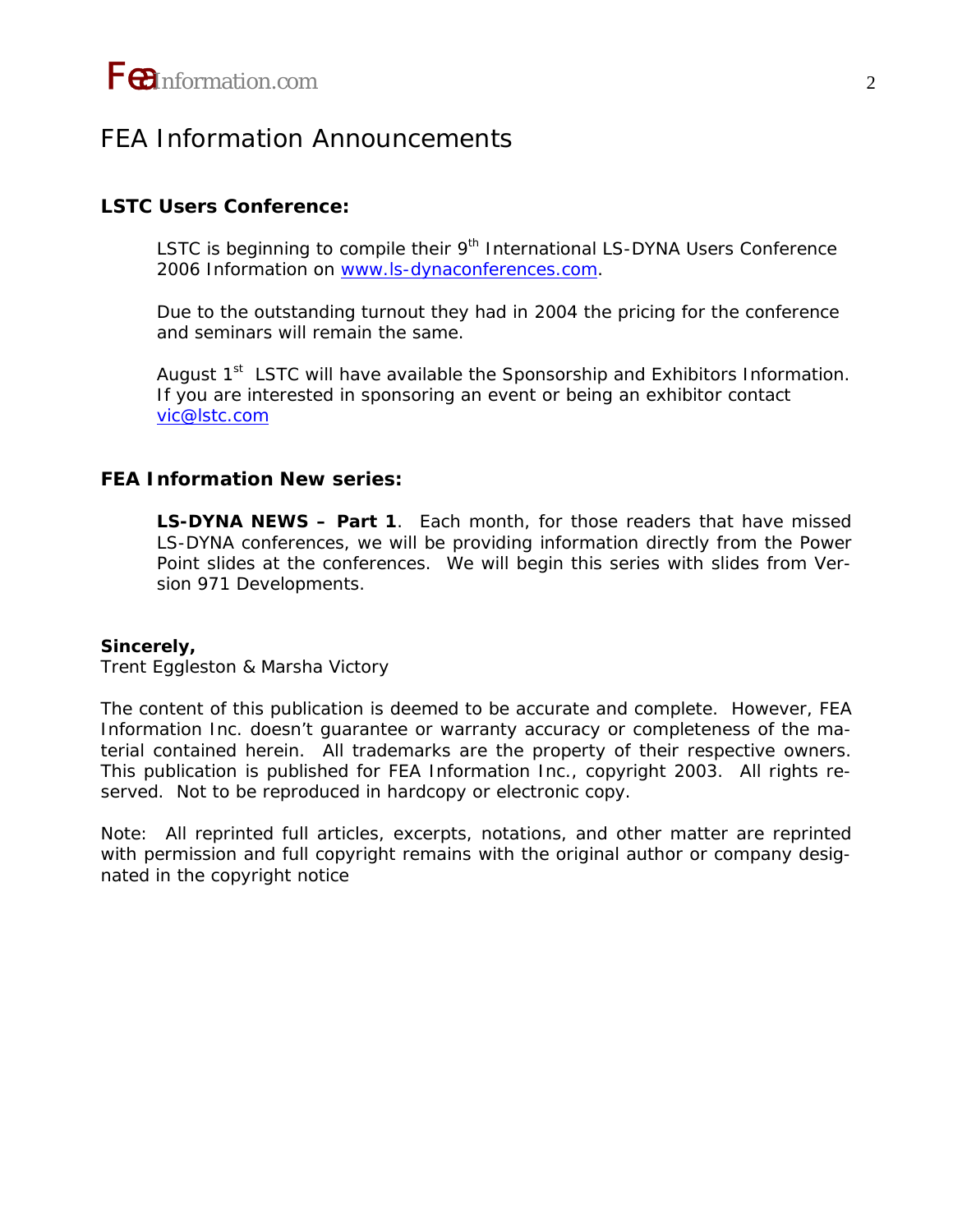# FEA Information Announcements

## LSTC Users Conference:

LSTC is beginning to compile their 9th International LS-DYNA Users Conference 2006 Information on www.ls-dynaconferences.com.

Due to the outstanding turnout they had in 2004 the pricing for the conference and seminars will remain the same.

August 1st LSTC will have available the Sponsorship and Exhibitors Information. If you are interested in sponsoring an event or being an exhibitor contact vic@lstc.com

## FEA Information New series:

**LS-DYNA NEWS – Part 1**. Each month, for those readers that have missed LS-DYNA conferences, we will be providing information directly from the Power Point slides at the conferences. We will begin this series with slides from Version 971 Developments.

**Sincerely,**
Trent Eggleston & Marsha Victory

The content of this publication is deemed to be accurate and complete. However, FEA Information Inc. doesn't guarantee or warranty accuracy or completeness of the material contained herein. All trademarks are the property of their respective owners. This publication is published for FEA Information Inc., copyright 2003. All rights reserved. Not to be reproduced in hardcopy or electronic copy.

Note: All reprinted full articles, excerpts, notations, and other matter are reprinted with permission and full copyright remains with the original author or company designated in the copyright notice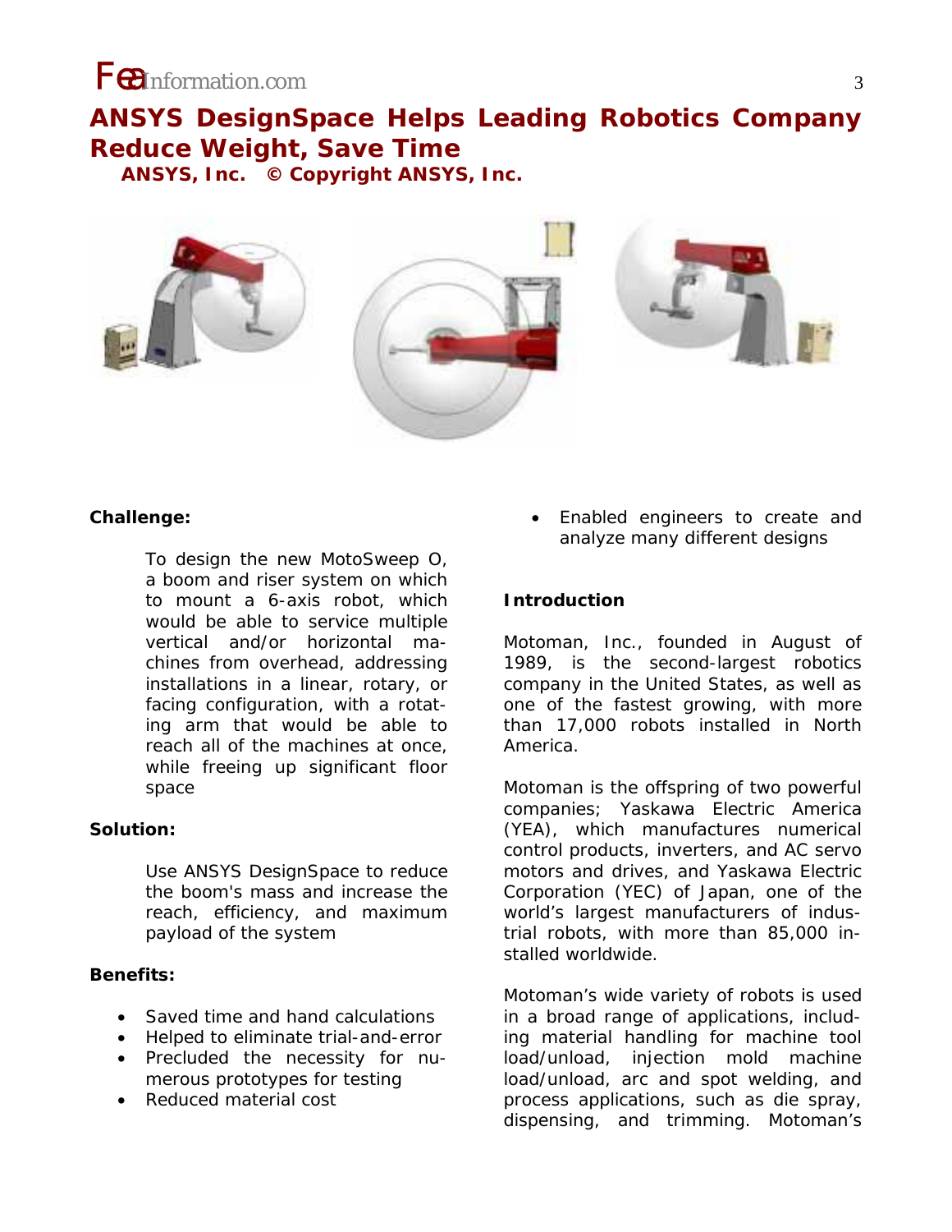# ANSYS DesignSpace Helps Leading Robotics Company Reduce Weight, Save Time

**ANSYS, Inc. © Copyright ANSYS, Inc.**

**Challenge:**

To design the new MotoSweep O, a boom and riser system on which to mount a 6-axis robot, which would be able to service multiple vertical and/or horizontal machines from overhead, addressing installations in a linear, rotary, or facing configuration, with a rotating arm that would be able to reach all of the machines at once, while freeing up significant floor space

**Solution:**

Use ANSYS DesignSpace to reduce the boom's mass and increase the reach, efficiency, and maximum payload of the system

**Benefits:**

- Saved time and hand calculations
- Helped to eliminate trial-and-error
- Precluded the necessity for numerous prototypes for testing
- Reduced material cost
- Enabled engineers to create and analyze many different designs

**Introduction**

Motoman, Inc., founded in August of 1989, is the second-largest robotics company in the United States, as well as one of the fastest growing, with more than 17,000 robots installed in North America.

Motoman is the offspring of two powerful companies; Yaskawa Electric America (YEA), which manufactures numerical control products, inverters, and AC servo motors and drives, and Yaskawa Electric Corporation (YEC) of Japan, one of the world's largest manufacturers of industrial robots, with more than 85,000 installed worldwide.

Motoman's wide variety of robots is used in a broad range of applications, including material handling for machine tool load/unload, injection mold machine load/unload, arc and spot welding, and process applications, such as die spray, dispensing, and trimming. Motoman's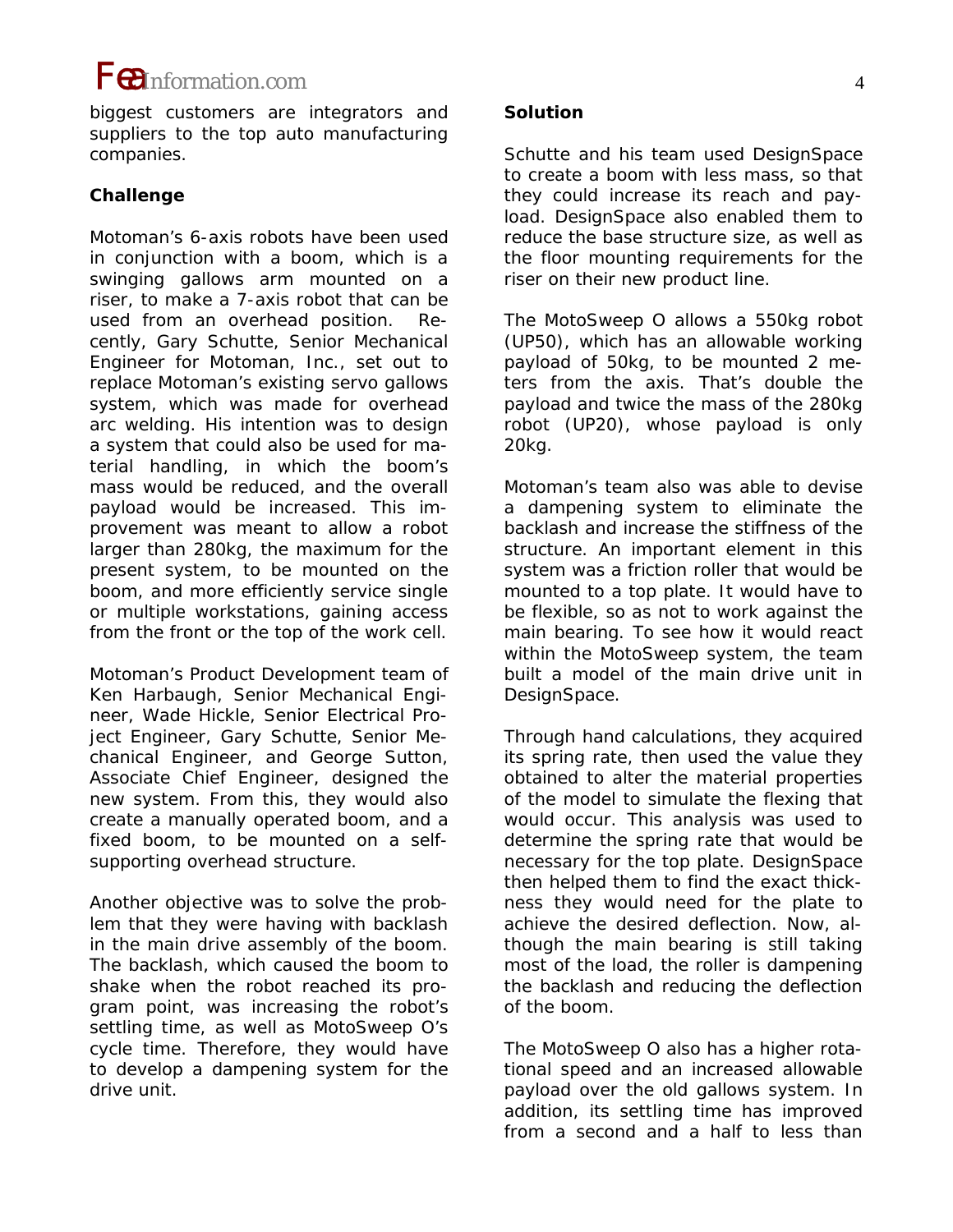biggest customers are integrators and suppliers to the top auto manufacturing companies.

**Challenge**

Motoman's 6-axis robots have been used in conjunction with a boom, which is a swinging gallows arm mounted on a riser, to make a 7-axis robot that can be used from an overhead position. Recently, Gary Schutte, Senior Mechanical Engineer for Motoman, Inc., set out to replace Motoman's existing servo gallows system, which was made for overhead arc welding. His intention was to design a system that could also be used for material handling, in which the boom's mass would be reduced, and the overall payload would be increased. This improvement was meant to allow a robot larger than 280kg, the maximum for the present system, to be mounted on the boom, and more efficiently service single or multiple workstations, gaining access from the front or the top of the work cell.

Motoman's Product Development team of Ken Harbaugh, Senior Mechanical Engineer, Wade Hickle, Senior Electrical Project Engineer, Gary Schutte, Senior Mechanical Engineer, and George Sutton, Associate Chief Engineer, designed the new system. From this, they would also create a manually operated boom, and a fixed boom, to be mounted on a self-supporting overhead structure.

Another objective was to solve the problem that they were having with backlash in the main drive assembly of the boom. The backlash, which caused the boom to shake when the robot reached its program point, was increasing the robot's settling time, as well as MotoSweep O's cycle time. Therefore, they would have to develop a dampening system for the drive unit.

**Solution**

Schutte and his team used DesignSpace to create a boom with less mass, so that they could increase its reach and payload. DesignSpace also enabled them to reduce the base structure size, as well as the floor mounting requirements for the riser on their new product line.

The MotoSweep O allows a 550kg robot (UP50), which has an allowable working payload of 50kg, to be mounted 2 meters from the axis. That's double the payload and twice the mass of the 280kg robot (UP20), whose payload is only 20kg.

Motoman's team also was able to devise a dampening system to eliminate the backlash and increase the stiffness of the structure. An important element in this system was a friction roller that would be mounted to a top plate. It would have to be flexible, so as not to work against the main bearing. To see how it would react within the MotoSweep system, the team built a model of the main drive unit in DesignSpace.

Through hand calculations, they acquired its spring rate, then used the value they obtained to alter the material properties of the model to simulate the flexing that would occur. This analysis was used to determine the spring rate that would be necessary for the top plate. DesignSpace then helped them to find the exact thickness they would need for the plate to achieve the desired deflection. Now, although the main bearing is still taking most of the load, the roller is dampening the backlash and reducing the deflection of the boom.

The MotoSweep O also has a higher rotational speed and an increased allowable payload over the old gallows system. In addition, its settling time has improved from a second and a half to less than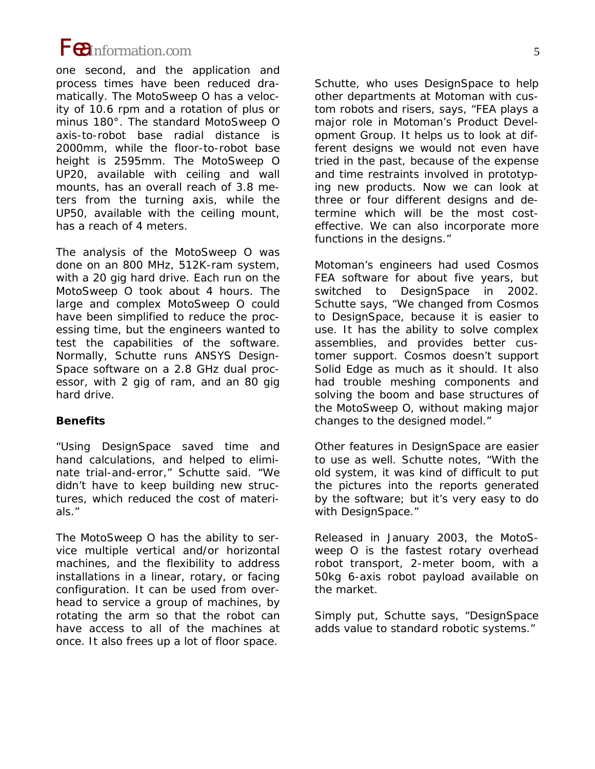one second, and the application and process times have been reduced dramatically. The MotoSweep O has a velocity of 10.6 rpm and a rotation of plus or minus 180°. The standard MotoSweep O axis-to-robot base radial distance is 2000mm, while the floor-to-robot base height is 2595mm. The MotoSweep O UP20, available with ceiling and wall mounts, has an overall reach of 3.8 meters from the turning axis, while the UP50, available with the ceiling mount, has a reach of 4 meters.

The analysis of the MotoSweep O was done on an 800 MHz, 512K-ram system, with a 20 gig hard drive. Each run on the MotoSweep O took about 4 hours. The large and complex MotoSweep O could have been simplified to reduce the processing time, but the engineers wanted to test the capabilities of the software. Normally, Schutte runs ANSYS DesignSpace software on a 2.8 GHz dual processor, with 2 gig of ram, and an 80 gig hard drive.

**Benefits**

"Using DesignSpace saved time and hand calculations, and helped to eliminate trial-and-error," Schutte said. "We didn't have to keep building new structures, which reduced the cost of materials."

The MotoSweep O has the ability to service multiple vertical and/or horizontal machines, and the flexibility to address installations in a linear, rotary, or facing configuration. It can be used from overhead to service a group of machines, by rotating the arm so that the robot can have access to all of the machines at once. It also frees up a lot of floor space.

Schutte, who uses DesignSpace to help other departments at Motoman with custom robots and risers, says, "FEA plays a major role in Motoman's Product Development Group. It helps us to look at different designs we would not even have tried in the past, because of the expense and time restraints involved in prototyping new products. Now we can look at three or four different designs and determine which will be the most cost-effective. We can also incorporate more functions in the designs."

Motoman's engineers had used Cosmos FEA software for about five years, but switched to DesignSpace in 2002. Schutte says, "We changed from Cosmos to DesignSpace, because it is easier to use. It has the ability to solve complex assemblies, and provides better customer support. Cosmos doesn't support Solid Edge as much as it should. It also had trouble meshing components and solving the boom and base structures of the MotoSweep O, without making major changes to the designed model."

Other features in DesignSpace are easier to use as well. Schutte notes, "With the old system, it was kind of difficult to put the pictures into the reports generated by the software; but it's very easy to do with DesignSpace."

Released in January 2003, the MotoSweep O is the fastest rotary overhead robot transport, 2-meter boom, with a 50kg 6-axis robot payload available on the market.

Simply put, Schutte says, "DesignSpace adds value to standard robotic systems."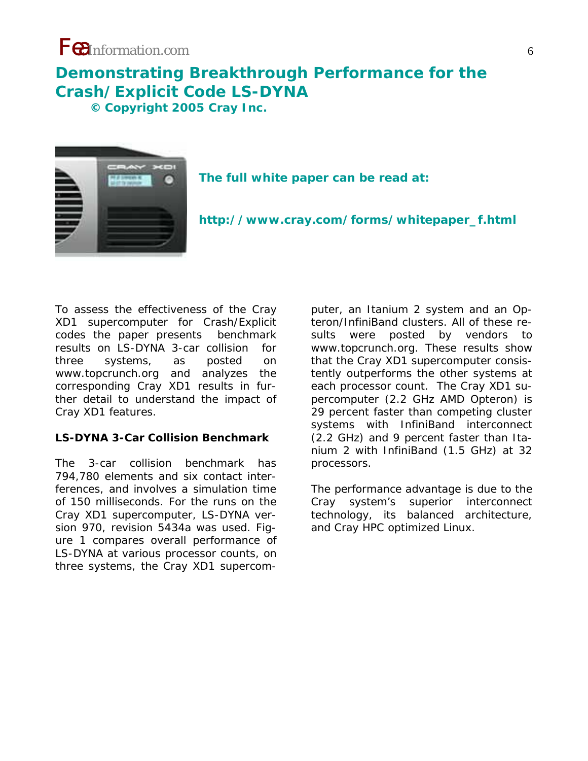# Demonstrating Breakthrough Performance for the Crash/Explicit Code LS-DYNA

**© Copyright 2005 Cray Inc.**

**The full white paper can be read at:**

**http://www.cray.com/forms/whitepaper_f.html**

To assess the effectiveness of the Cray XD1 supercomputer for Crash/Explicit codes the paper presents benchmark results on LS-DYNA 3-car collision for three systems, as posted on www.topcrunch.org and analyzes the corresponding Cray XD1 results in further detail to understand the impact of Cray XD1 features.

**LS-DYNA 3-Car Collision Benchmark**

The 3-car collision benchmark has 794,780 elements and six contact interferences, and involves a simulation time of 150 milliseconds. For the runs on the Cray XD1 supercomputer, LS-DYNA version 970, revision 5434a was used. Figure 1 compares overall performance of LS-DYNA at various processor counts, on three systems, the Cray XD1 supercomputer, an Itanium 2 system and an Opteron/InfiniBand clusters. All of these results were posted by vendors to www.topcrunch.org. These results show that the Cray XD1 supercomputer consistently outperforms the other systems at each processor count. The Cray XD1 supercomputer (2.2 GHz AMD Opteron) is 29 percent faster than competing cluster systems with InfiniBand interconnect (2.2 GHz) and 9 percent faster than Itanium 2 with InfiniBand (1.5 GHz) at 32 processors.

The performance advantage is due to the Cray system's superior interconnect technology, its balanced architecture, and Cray HPC optimized Linux.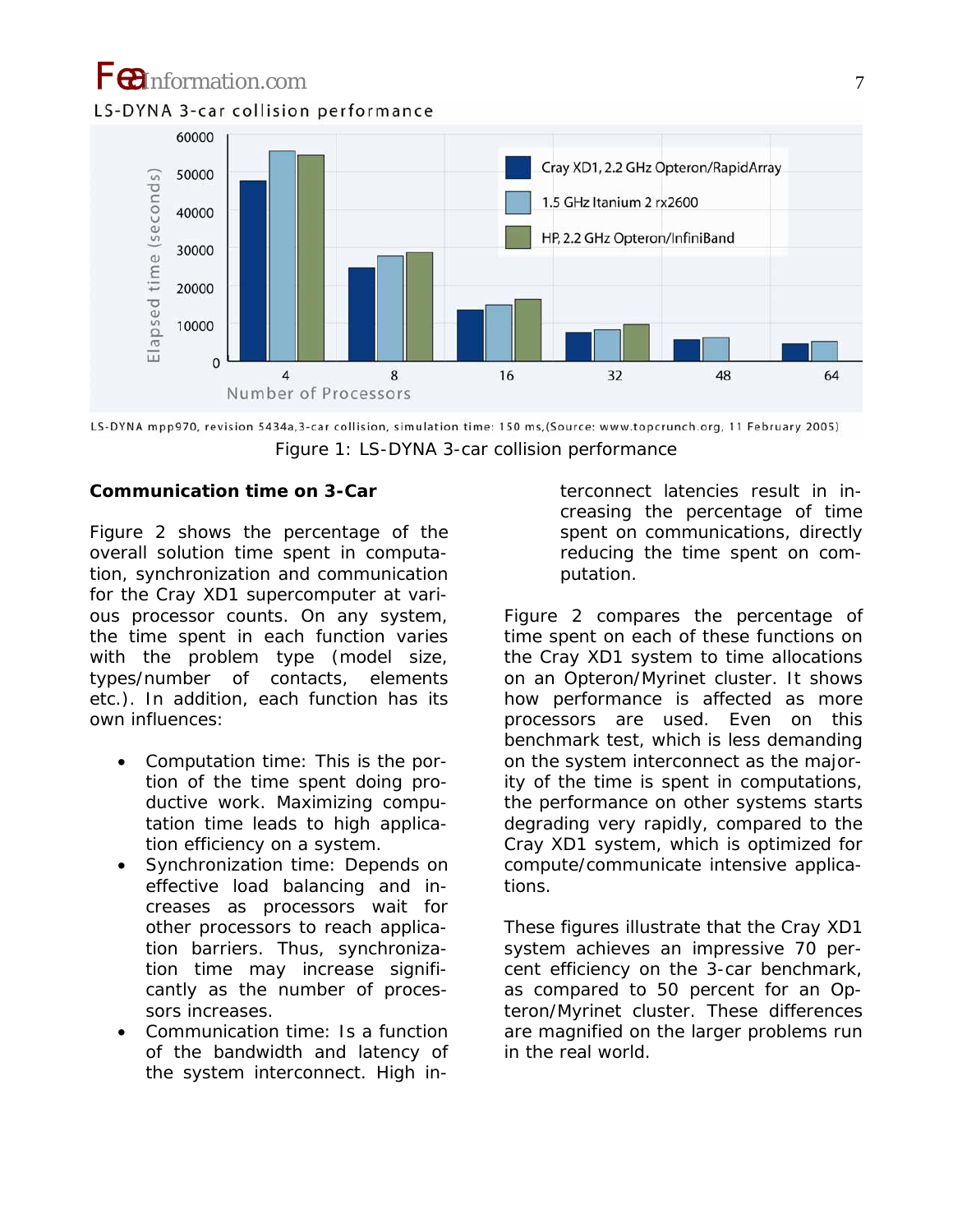LS-DYNA 3-car collision performance

LS-DYNA mpp970, revision 5434a, 3-car collision, simulation time: 150 ms, (Source: www.topcrunch.org, 11 February 2005)

Figure 1: LS-DYNA 3-car collision performance

**Communication time on 3-Car**

Figure 2 shows the percentage of the overall solution time spent in computation, synchronization and communication for the Cray XD1 supercomputer at various processor counts. On any system, the time spent in each function varies with the problem type (model size, types/number of contacts, elements etc.). In addition, each function has its own influences:

- Computation time: This is the portion of the time spent doing productive work. Maximizing computation time leads to high application efficiency on a system.
- Synchronization time: Depends on effective load balancing and increases as processors wait for other processors to reach application barriers. Thus, synchronization time may increase significantly as the number of processors increases.
- Communication time: Is a function of the bandwidth and latency of the system interconnect. High interconnect latencies result in increasing the percentage of time spent on communications, directly reducing the time spent on computation.

Figure 2 compares the percentage of time spent on each of these functions on the Cray XD1 system to time allocations on an Opteron/Myrinet cluster. It shows how performance is affected as more processors are used. Even on this benchmark test, which is less demanding on the system interconnect as the majority of the time is spent in computations, the performance on other systems starts degrading very rapidly, compared to the Cray XD1 system, which is optimized for compute/communicate intensive applications.

These figures illustrate that the Cray XD1 system achieves an impressive 70 percent efficiency on the 3-car benchmark, as compared to 50 percent for an Opteron/Myrinet cluster. These differences are magnified on the larger problems run in the real world.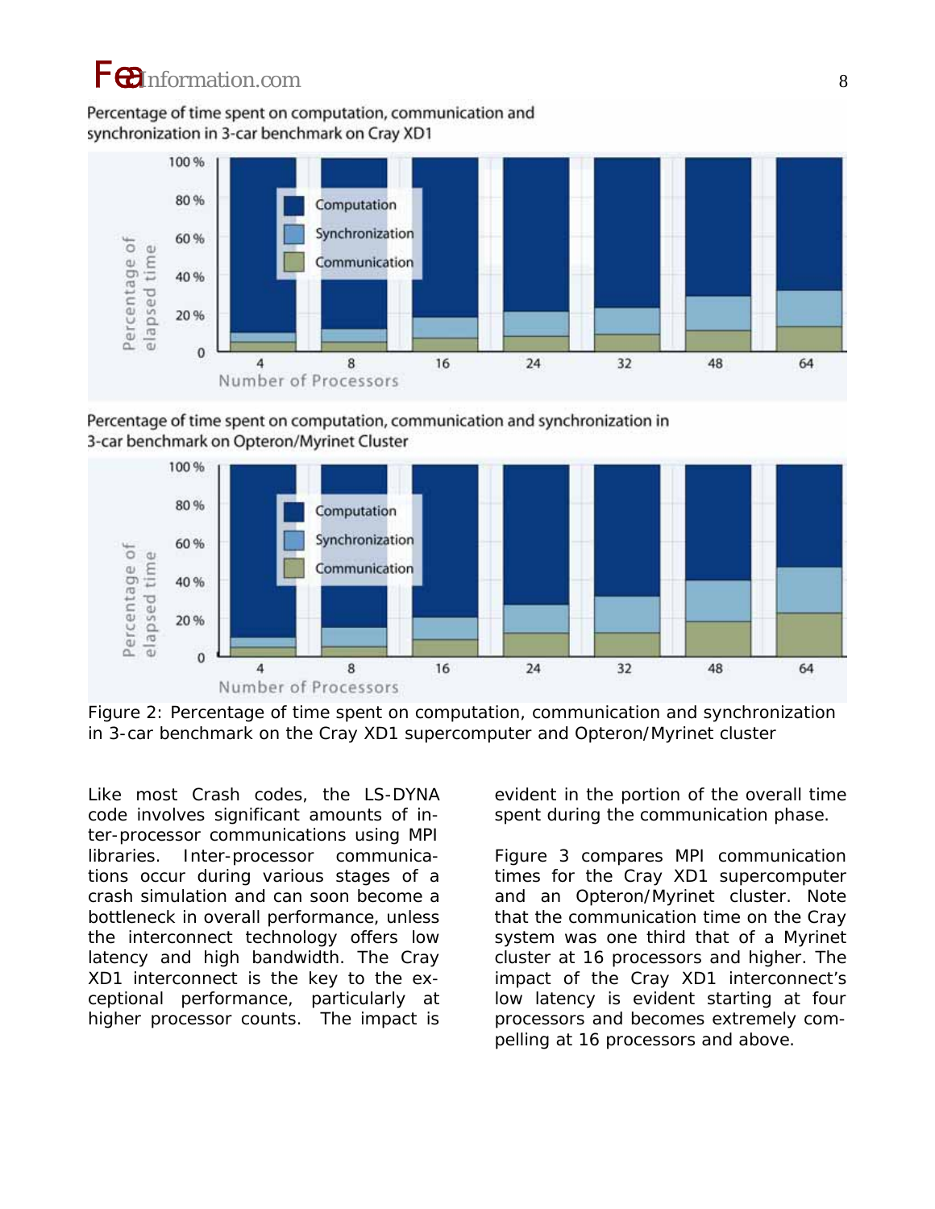Percentage of time spent on computation, communication and synchronization in 3-car benchmark on Cray XD1

100 %
80 %
60 %
40 %
20 %
0

Percentage of elapsed time

Computation
Synchronization
Communication

4
8
16
24
32
48
64

Number of Processors

Percentage of time spent on computation, communication and synchronization in 3-car benchmark on Opteron/Myrinet Cluster

100 %
80 %
60 %
40 %
20 %
0

Percentage of elapsed time

Computation
Synchronization
Communication

4
8
16
24
32
48
64

Number of Processors

Figure 2: Percentage of time spent on computation, communication and synchronization in 3-car benchmark on the Cray XD1 supercomputer and Opteron/Myrinet cluster

Like most Crash codes, the LS-DYNA code involves significant amounts of inter-processor communications using MPI libraries. Inter-processor communications occur during various stages of a crash simulation and can soon become a bottleneck in overall performance, unless the interconnect technology offers low latency and high bandwidth. The Cray XD1 interconnect is the key to the exceptional performance, particularly at higher processor counts. The impact is evident in the portion of the overall time spent during the communication phase.

Figure 3 compares MPI communication times for the Cray XD1 supercomputer and an Opteron/Myrinet cluster. Note that the communication time on the Cray system was one third that of a Myrinet cluster at 16 processors and higher. The impact of the Cray XD1 interconnect's low latency is evident starting at four processors and becomes extremely compelling at 16 processors and above.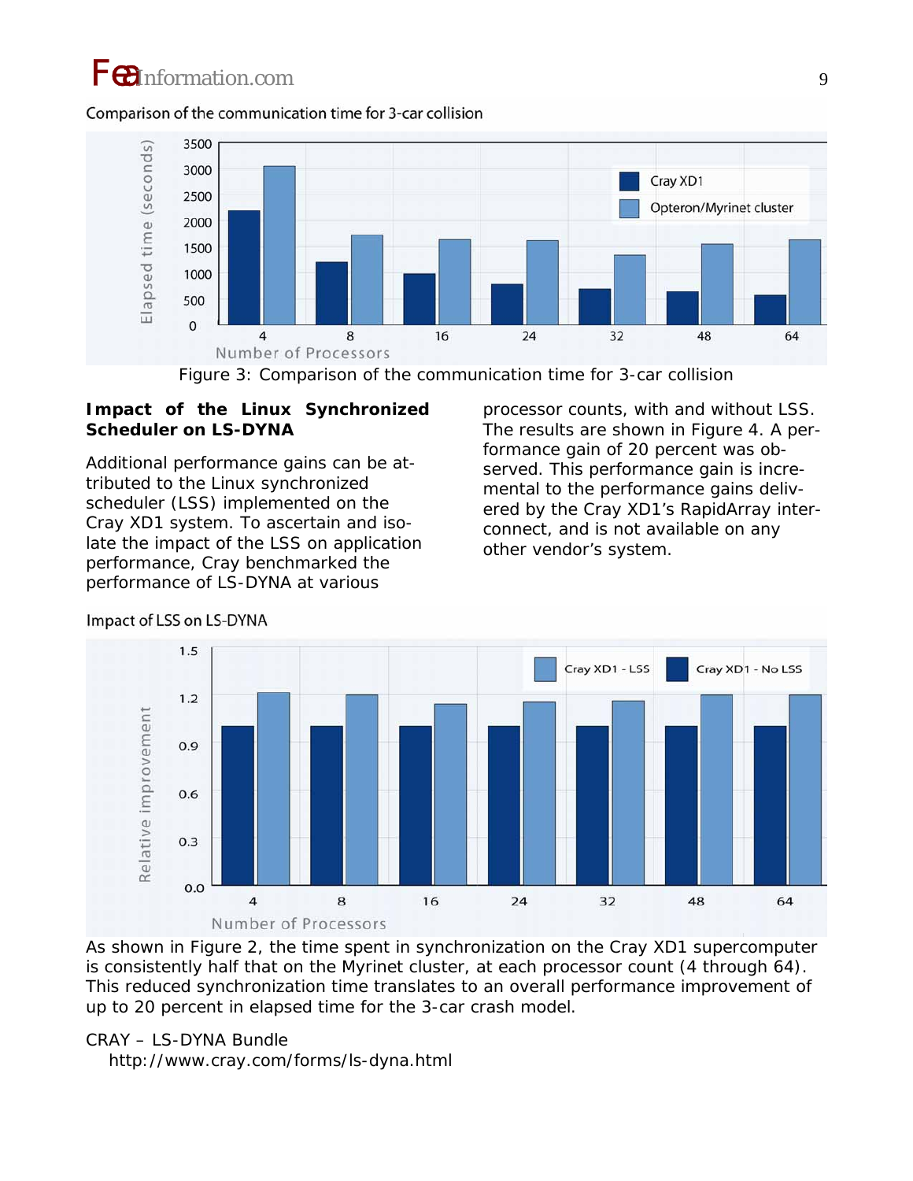Comparison of the communication time for 3-car collision

Elapsed time (seconds)

3500
3000
2500
2000
1500
1000
500
0

Cray XD1
Opteron/Myrinet cluster

4 8 16 24 32 48 64

Number of Processors

Figure 3: Comparison of the communication time for 3-car collision

**Impact of the Linux Synchronized Scheduler on LS-DYNA**

Additional performance gains can be attributed to the Linux synchronized scheduler (LSS) implemented on the Cray XD1 system. To ascertain and isolate the impact of the LSS on application performance, Cray benchmarked the performance of LS-DYNA at various processor counts, with and without LSS. The results are shown in Figure 4. A performance gain of 20 percent was observed. This performance gain is incremental to the performance gains delivered by the Cray XD1's RapidArray interconnect, and is not available on any other vendor's system.

Impact of LSS on LS-DYNA

Relative improvement

1.5
1.2
0.9
0.6
0.3
0.0

Cray XD1 - LSS
Cray XD1 - No LSS

4 8 16 24 32 48 64

Number of Processors

As shown in Figure 2, the time spent in synchronization on the Cray XD1 supercomputer is consistently half that on the Myrinet cluster, at each processor count (4 through 64). This reduced synchronization time translates to an overall performance improvement of up to 20 percent in elapsed time for the 3-car crash model.

CRAY – LS-DYNA Bundle
http://www.cray.com/forms/ls-dyna.html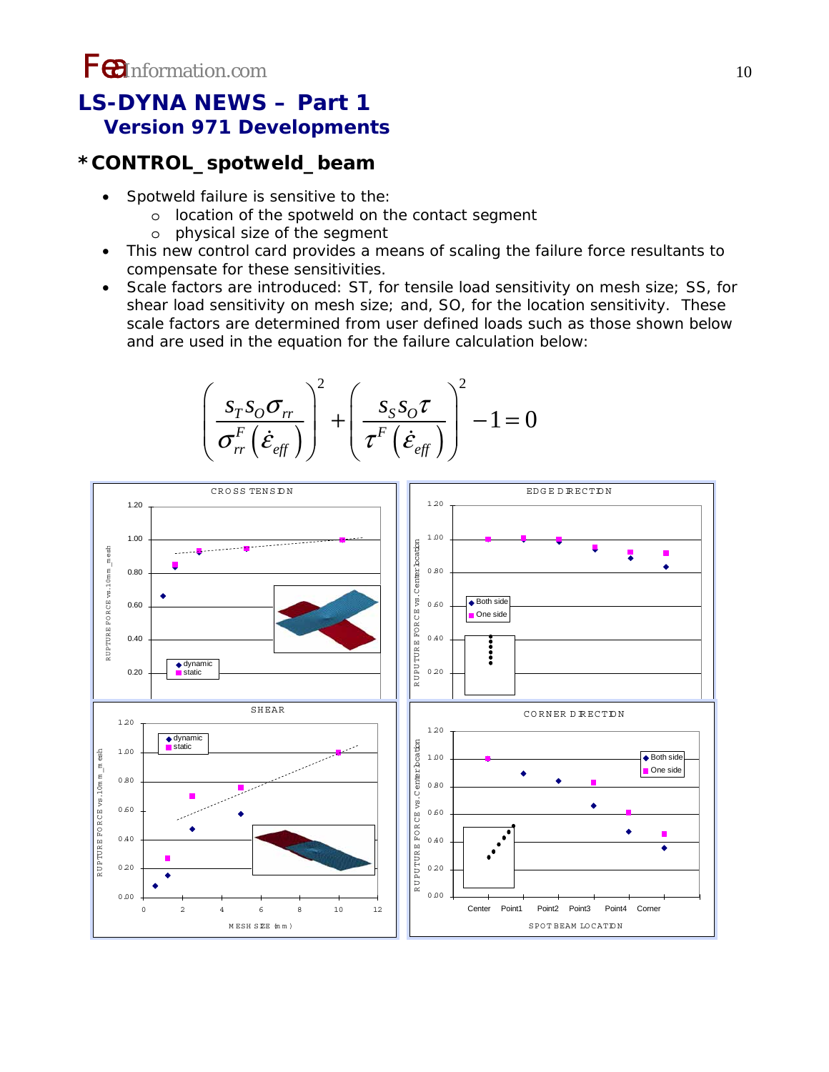# LS-DYNA NEWS – Part 1

## Version 971 Developments

### *CONTROL_spotweld_beam

- Spotweld failure is sensitive to the:
  - location of the spotweld on the contact segment
  - physical size of the segment
- This new control card provides a means of scaling the failure force resultants to compensate for these sensitivities.
- Scale factors are introduced: ST, for tensile load sensitivity on mesh size; SS, for shear load sensitivity on mesh size; and, SO, for the location sensitivity. These scale factors are determined from user defined loads such as those shown below and are used in the equation for the failure calculation below:

$$\left(\frac{s_T s_O \sigma_{rr}}{\sigma_{rr}^F\left(\dot{\varepsilon}_{eff}\right)}\right)^2 + \left(\frac{s_S s_O \tau}{\tau^F\left(\dot{\varepsilon}_{eff}\right)}\right)^2 - 1 = 0$$

CROSS TENSION

RUPTURE FORCE vs. 10mm mesh

1.20
1.00
0.80
0.60
0.40
0.20

dynamic
static

EDGE DIRECTION

RUPTURE FORCE vs. Center location

1.20
1.00
0.80
0.60
0.40
0.20

Both side
One side

SHEAR

RUPTURE FORCE vs. 10mm mesh

1.20
1.00
0.80
0.60
0.40
0.20
0.00

0
2
4
6
8
10
12

dynamic
static

MESH SIZE (mm)

CORNER DIRECTION

RUPTURE FORCE vs. Center location

1.20
1.00
0.80
0.60
0.40
0.20
0.00

Both side
One side

Center
Point1
Point2
Point3
Point4
Corner

SPOT BEAM LOCATION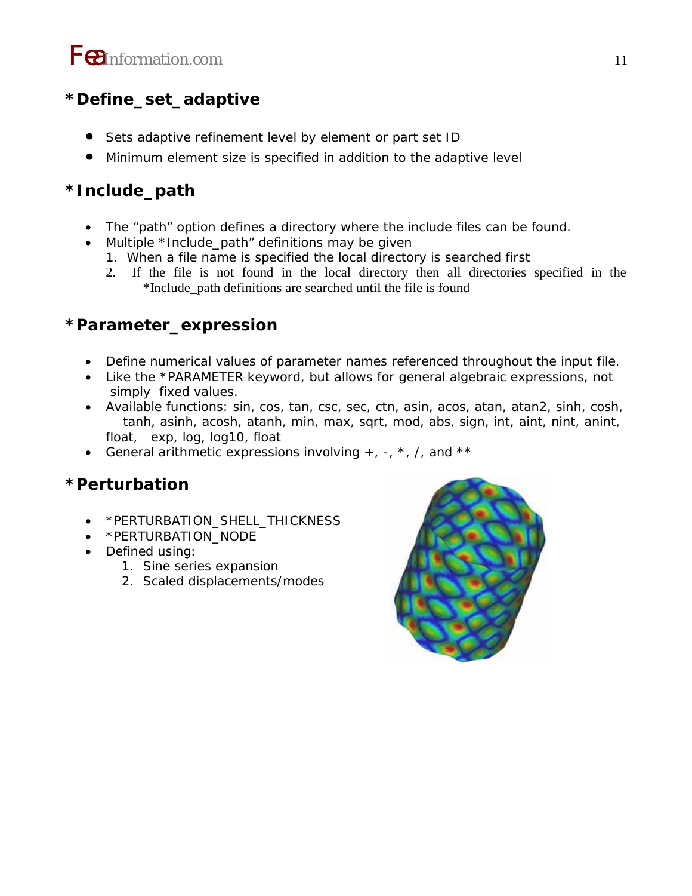## *Define_set_adaptive

- Sets adaptive refinement level by element or part set ID
- Minimum element size is specified in addition to the adaptive level

## *Include_path

- The "path" option defines a directory where the include files can be found.
- Multiple *Include_path" definitions may be given
  1. When a file name is specified the local directory is searched first
  2. If the file is not found in the local directory then all directories specified in the *Include_path definitions are searched until the file is found

## *Parameter_expression

- Define numerical values of parameter names referenced throughout the input file.
- Like the *PARAMETER keyword, but allows for general algebraic expressions, not simply fixed values.
- Available functions: sin, cos, tan, csc, sec, ctn, asin, acos, atan, atan2, sinh, cosh, tanh, asinh, acosh, atanh, min, max, sqrt, mod, abs, sign, int, aint, nint, anint, float, exp, log, log10, float
- General arithmetic expressions involving +, -, *, /, and **

## *Perturbation

- *PERTURBATION_SHELL_THICKNESS
- *PERTURBATION_NODE
- Defined using:
  1. Sine series expansion
  2. Scaled displacements/modes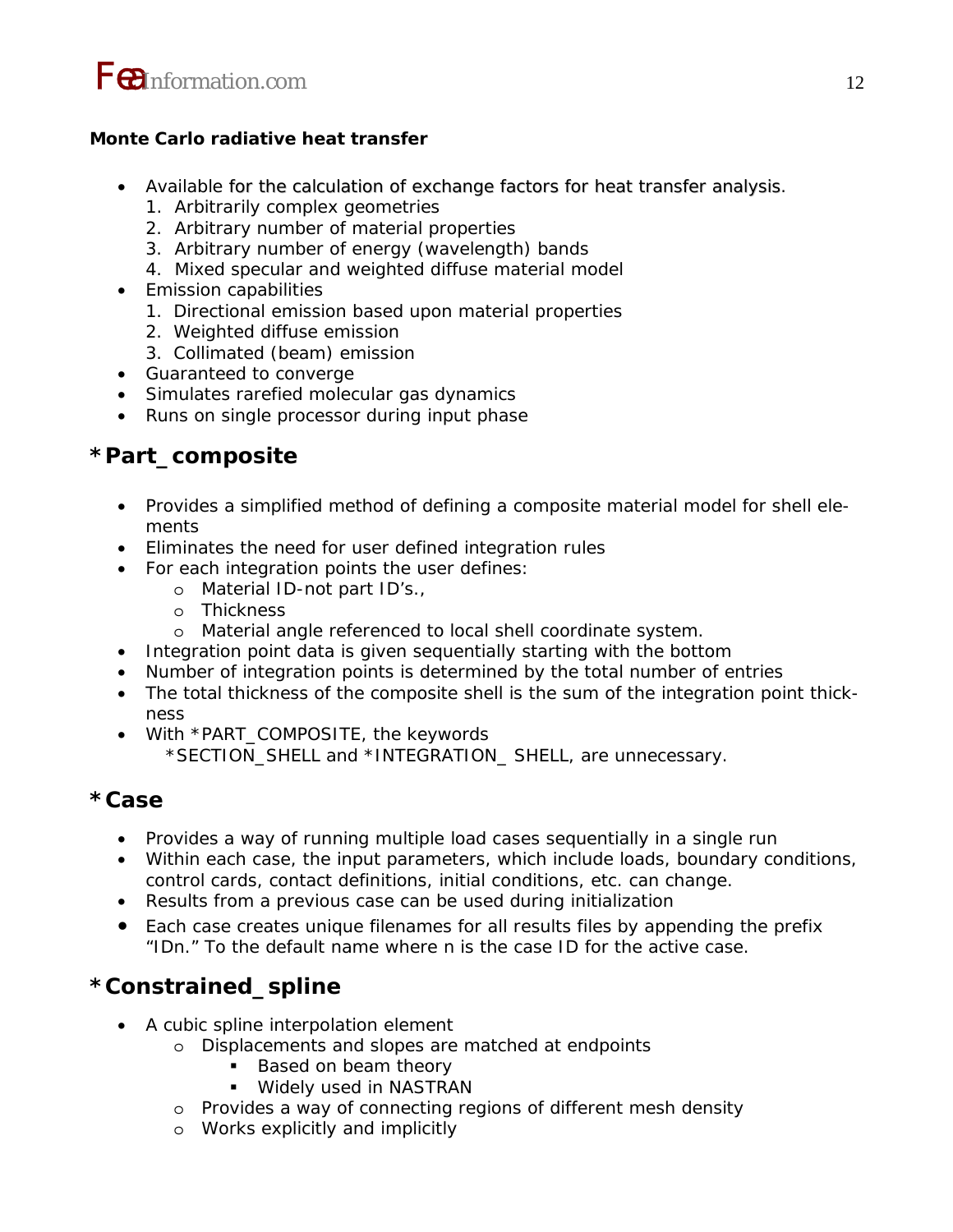**Monte Carlo radiative heat transfer**

- Available for the calculation of exchange factors for heat transfer analysis.
  1. Arbitrarily complex geometries
  2. Arbitrary number of material properties
  3. Arbitrary number of energy (wavelength) bands
  4. Mixed specular and weighted diffuse material model
- Emission capabilities
  1. Directional emission based upon material properties
  2. Weighted diffuse emission
  3. Collimated (beam) emission
- Guaranteed to converge
- Simulates rarefied molecular gas dynamics
- Runs on single processor during input phase

## *Part_composite

- Provides a simplified method of defining a composite material model for shell elements
- Eliminates the need for user defined integration rules
- For each integration points the user defines:
  - Material ID-not part ID's.,
  - Thickness
  - Material angle referenced to local shell coordinate system.
- Integration point data is given sequentially starting with the bottom
- Number of integration points is determined by the total number of entries
- The total thickness of the composite shell is the sum of the integration point thickness
- With *PART_COMPOSITE, the keywords
  *SECTION_SHELL and *INTEGRATION_ SHELL, are unnecessary.

## *Case

- Provides a way of running multiple load cases sequentially in a single run
- Within each case, the input parameters, which include loads, boundary conditions, control cards, contact definitions, initial conditions, etc. can change.
- Results from a previous case can be used during initialization
- Each case creates unique filenames for all results files by appending the prefix "IDn." To the default name where n is the case ID for the active case.

## *Constrained_spline

- A cubic spline interpolation element
  - Displacements and slopes are matched at endpoints
    - Based on beam theory
    - Widely used in NASTRAN
  - Provides a way of connecting regions of different mesh density
  - Works explicitly and implicitly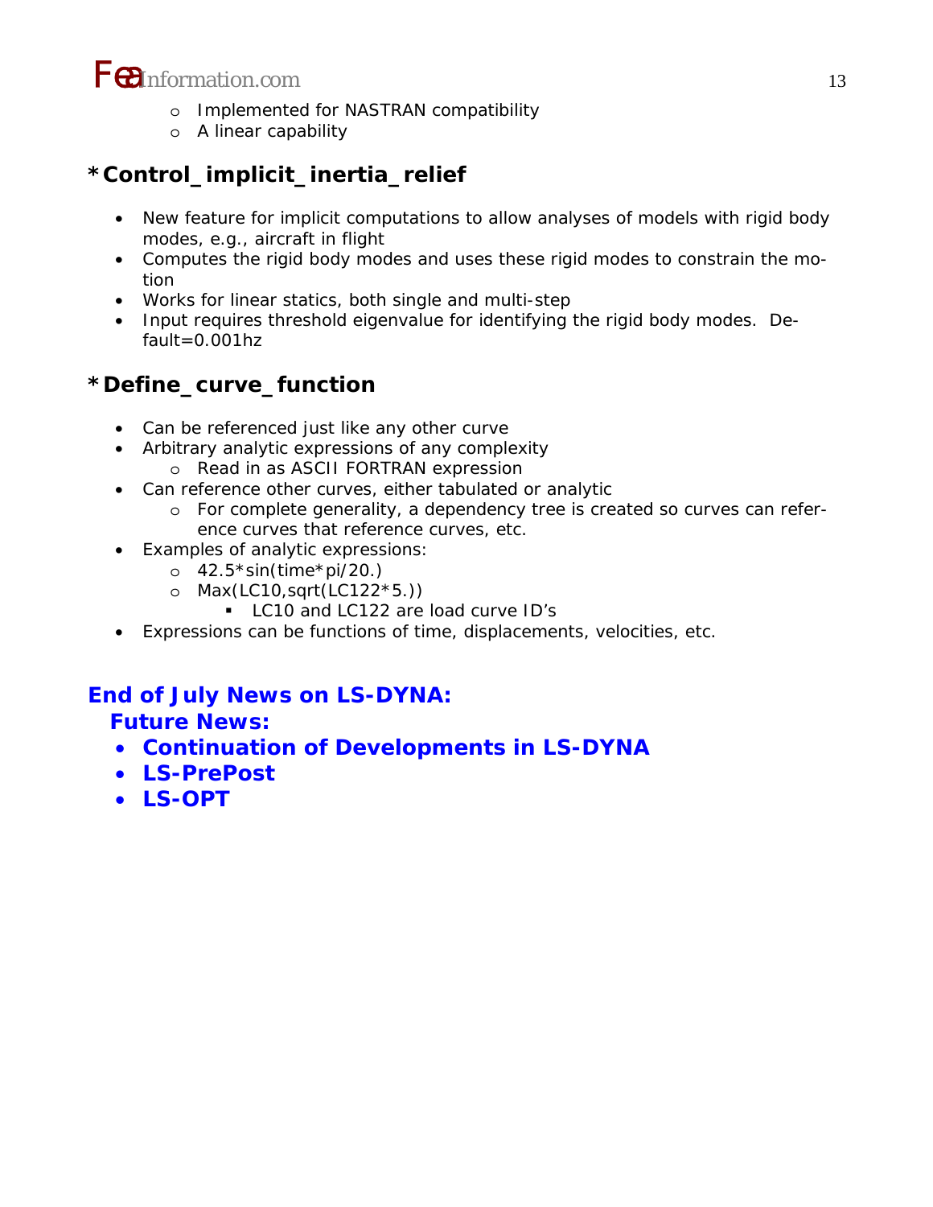- Implemented for NASTRAN compatibility
- A linear capability

## *Control_implicit_inertia_relief

- New feature for implicit computations to allow analyses of models with rigid body modes, e.g., aircraft in flight
- Computes the rigid body modes and uses these rigid modes to constrain the motion
- Works for linear statics, both single and multi-step
- Input requires threshold eigenvalue for identifying the rigid body modes. Default=0.001hz

## *Define_curve_function

- Can be referenced just like any other curve
- Arbitrary analytic expressions of any complexity
  - Read in as ASCII FORTRAN expression
- Can reference other curves, either tabulated or analytic
  - For complete generality, a dependency tree is created so curves can reference curves that reference curves, etc.
- Examples of analytic expressions:
  - 42.5*sin(time*pi/20.)
  - Max(LC10,sqrt(LC122*5.))
    - LC10 and LC122 are load curve ID's
- Expressions can be functions of time, displacements, velocities, etc.

**End of July News on LS-DYNA:**

**Future News:**

- **Continuation of Developments in LS-DYNA**
- **LS-PrePost**
- **LS-OPT**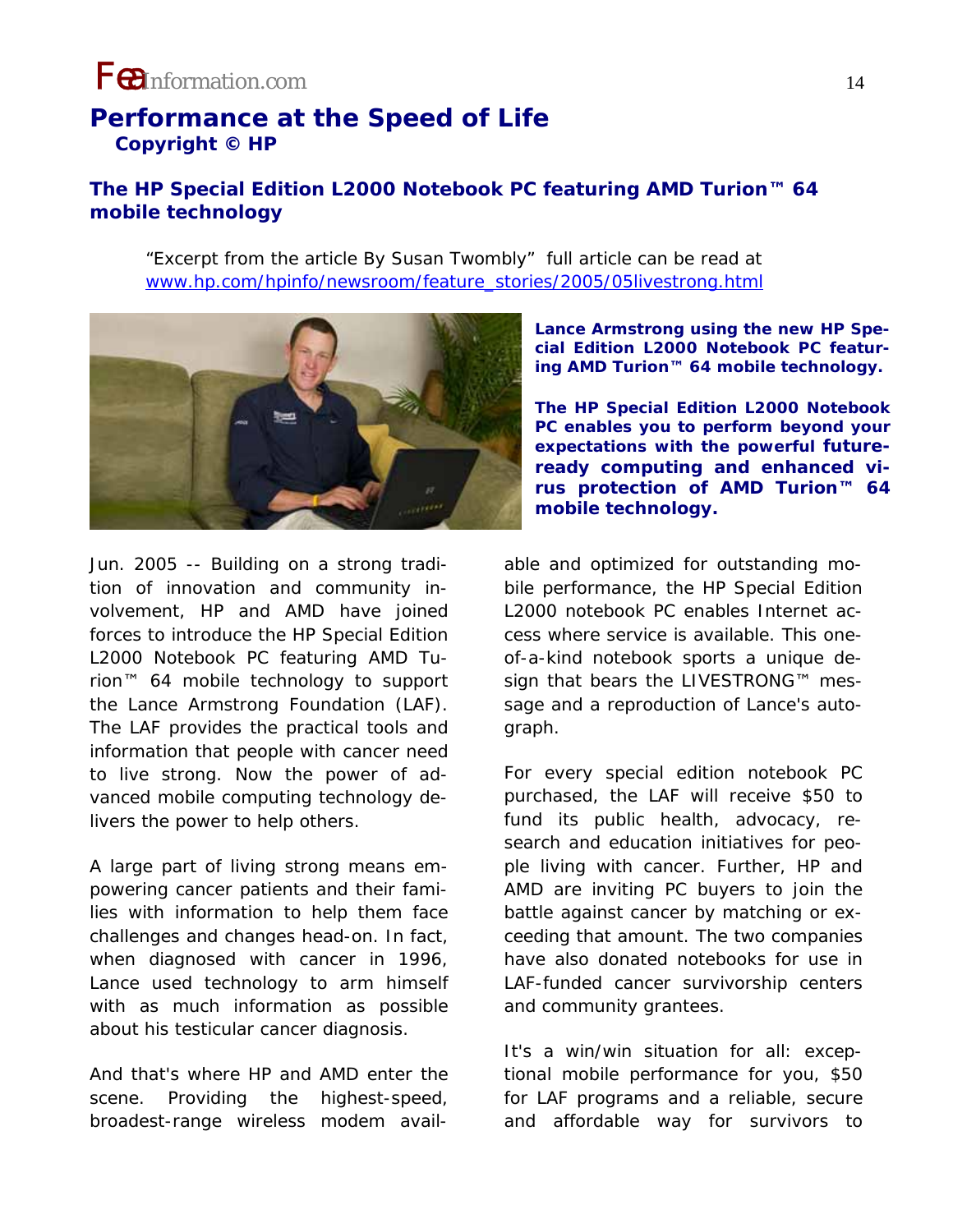# Performance at the Speed of Life

**Copyright © HP**

## The HP Special Edition L2000 Notebook PC featuring AMD Turion™ 64 mobile technology

"Excerpt from the article By Susan Twombly" full article can be read at www.hp.com/hpinfo/newsroom/feature_stories/2005/05livestrong.html

**Lance Armstrong using the new HP Special Edition L2000 Notebook PC featuring AMD Turion™ 64 mobile technology.**

**The HP Special Edition L2000 Notebook PC enables you to perform beyond your expectations with the powerful future-ready computing and enhanced virus protection of AMD Turion™ 64 mobile technology.**

Jun. 2005 -- Building on a strong tradition of innovation and community involvement, HP and AMD have joined forces to introduce the HP Special Edition L2000 Notebook PC featuring AMD Turion™ 64 mobile technology to support the Lance Armstrong Foundation (LAF). The LAF provides the practical tools and information that people with cancer need to live strong. Now the power of advanced mobile computing technology delivers the power to help others.

A large part of living strong means empowering cancer patients and their families with information to help them face challenges and changes head-on. In fact, when diagnosed with cancer in 1996, Lance used technology to arm himself with as much information as possible about his testicular cancer diagnosis.

And that's where HP and AMD enter the scene. Providing the highest-speed, broadest-range wireless modem available and optimized for outstanding mobile performance, the HP Special Edition L2000 notebook PC enables Internet access where service is available. This one-of-a-kind notebook sports a unique design that bears the LIVESTRONG™ message and a reproduction of Lance's autograph.

For every special edition notebook PC purchased, the LAF will receive $50 to fund its public health, advocacy, research and education initiatives for people living with cancer. Further, HP and AMD are inviting PC buyers to join the battle against cancer by matching or exceeding that amount. The two companies have also donated notebooks for use in LAF-funded cancer survivorship centers and community grantees.

It's a win/win situation for all: exceptional mobile performance for you, $50 for LAF programs and a reliable, secure and affordable way for survivors to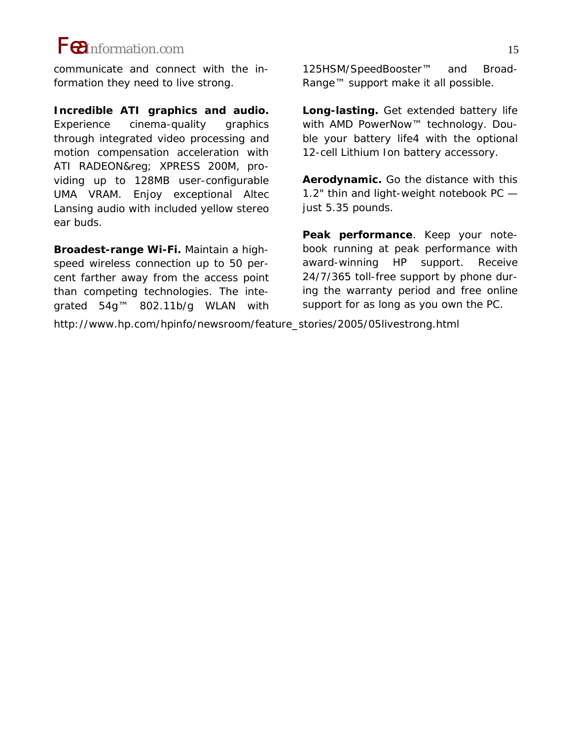communicate and connect with the information they need to live strong.

**Incredible ATI graphics and audio.** Experience cinema-quality graphics through integrated video processing and motion compensation acceleration with ATI RADEON&reg; XPRESS 200M, providing up to 128MB user-configurable UMA VRAM. Enjoy exceptional Altec Lansing audio with included yellow stereo ear buds.

**Broadest-range Wi-Fi.** Maintain a high-speed wireless connection up to 50 percent farther away from the access point than competing technologies. The integrated 54g™ 802.11b/g WLAN with 125HSM/SpeedBooster™ and BroadRange™ support make it all possible.

**Long-lasting.** Get extended battery life with AMD PowerNow™ technology. Double your battery life4 with the optional 12-cell Lithium Ion battery accessory.

**Aerodynamic.** Go the distance with this 1.2" thin and light-weight notebook PC — just 5.35 pounds.

**Peak performance**. Keep your notebook running at peak performance with award-winning HP support. Receive 24/7/365 toll-free support by phone during the warranty period and free online support for as long as you own the PC.

http://www.hp.com/hpinfo/newsroom/feature_stories/2005/05livestrong.html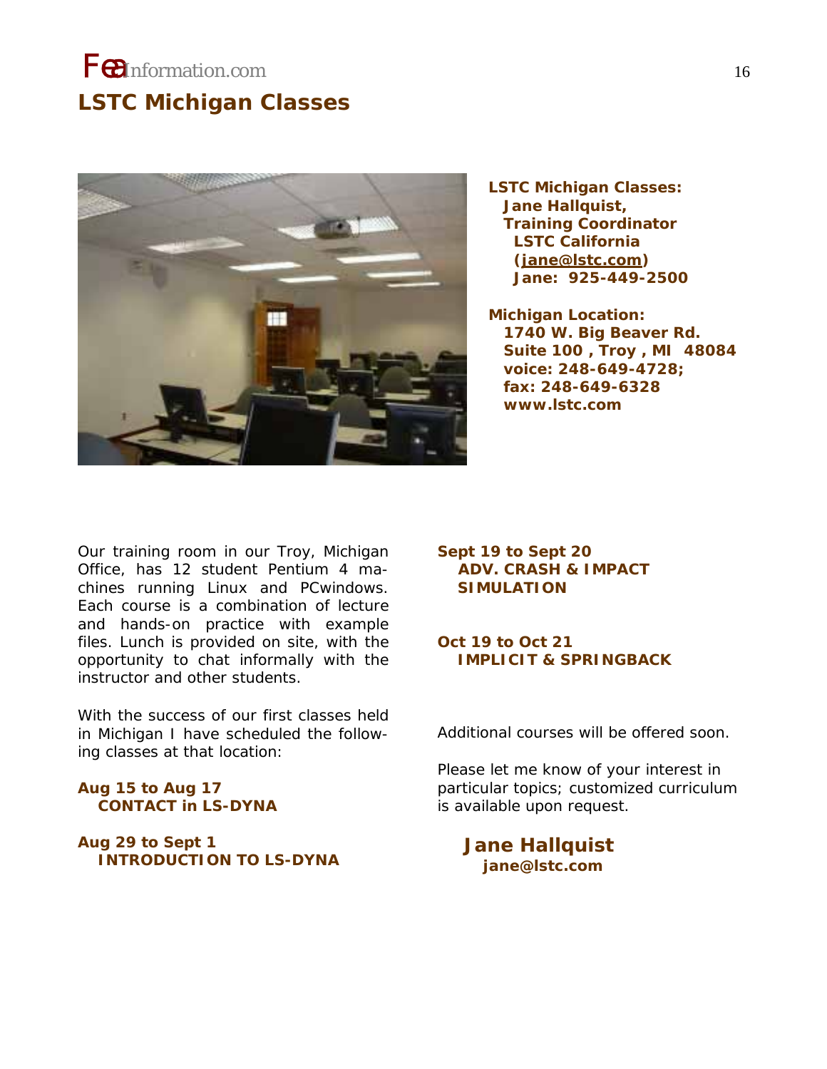## LSTC Michigan Classes

**LSTC Michigan Classes:**
**Jane Hallquist,**
**Training Coordinator**
**LSTC California**
**(jane@lstc.com)**
**Jane: 925-449-2500**

**Michigan Location:**
**1740 W. Big Beaver Rd.**
**Suite 100 , Troy , MI 48084**
**voice: 248-649-4728;**
**fax: 248-649-6328**
**www.lstc.com**

Our training room in our Troy, Michigan Office, has 12 student Pentium 4 machines running Linux and PCwindows. Each course is a combination of lecture and hands-on practice with example files. Lunch is provided on site, with the opportunity to chat informally with the instructor and other students.

With the success of our first classes held in Michigan I have scheduled the following classes at that location:

**Aug 15 to Aug 17**
**CONTACT in LS-DYNA**

**Aug 29 to Sept 1**
**INTRODUCTION TO LS-DYNA**

**Sept 19 to Sept 20**
**ADV. CRASH & IMPACT SIMULATION**

**Oct 19 to Oct 21**
**IMPLICIT & SPRINGBACK**

Additional courses will be offered soon.

Please let me know of your interest in particular topics; customized curriculum is available upon request.

**Jane Hallquist**
**jane@lstc.com**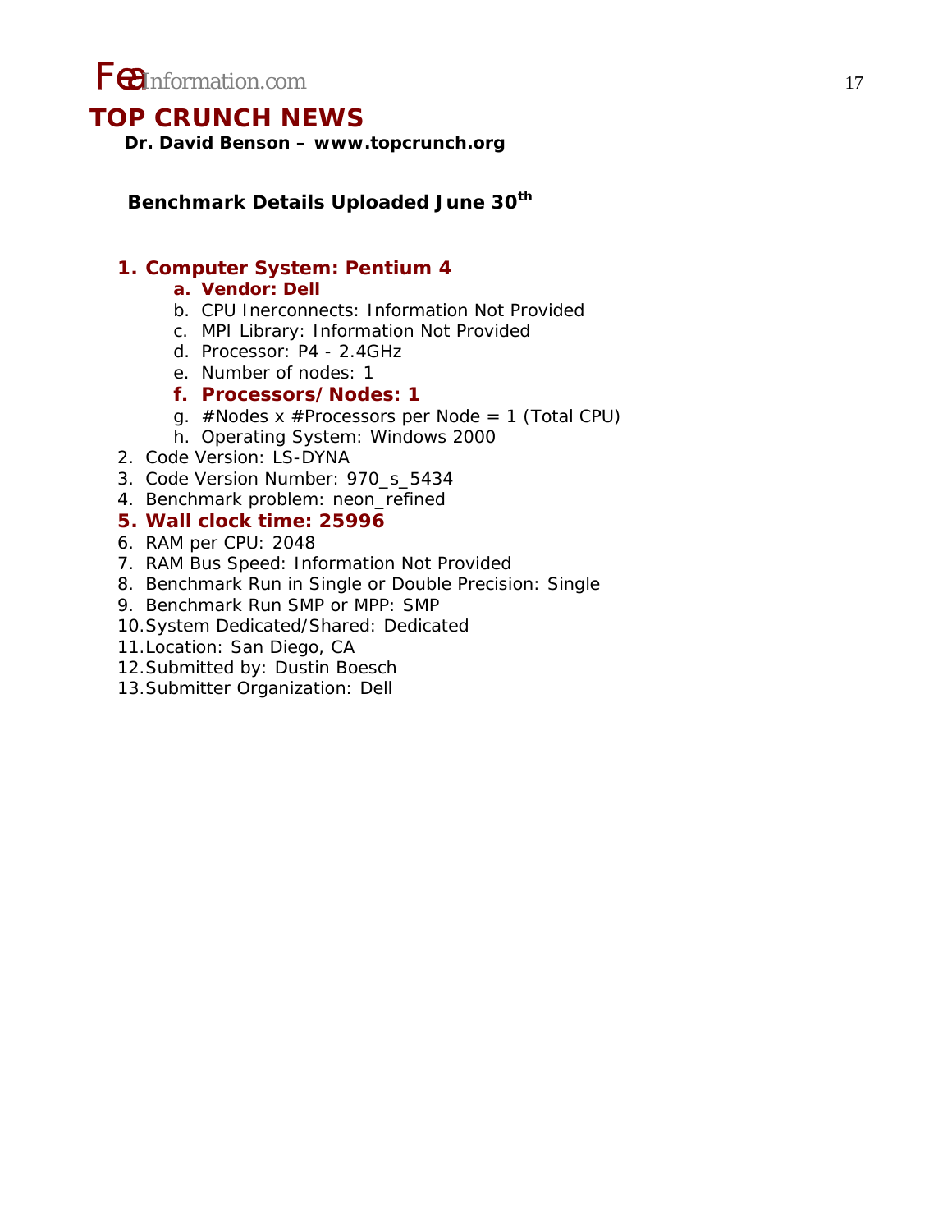## TOP CRUNCH NEWS

**Dr. David Benson – www.topcrunch.org**

**Benchmark Details Uploaded June 30th**

1. **Computer System: Pentium 4**
   a. **Vendor: Dell**
   b. CPU Inerconnects: Information Not Provided
   c. MPI Library: Information Not Provided
   d. Processor: P4 - 2.4GHz
   e. Number of nodes: 1
   f. **Processors/Nodes: 1**
   g. #Nodes x #Processors per Node = 1 (Total CPU)
   h. Operating System: Windows 2000
2. Code Version: LS-DYNA
3. Code Version Number: 970_s_5434
4. Benchmark problem: neon_refined
5. **Wall clock time: 25996**
6. RAM per CPU: 2048
7. RAM Bus Speed: Information Not Provided
8. Benchmark Run in Single or Double Precision: Single
9. Benchmark Run SMP or MPP: SMP
10. System Dedicated/Shared: Dedicated
11. Location: San Diego, CA
12. Submitted by: Dustin Boesch
13. Submitter Organization: Dell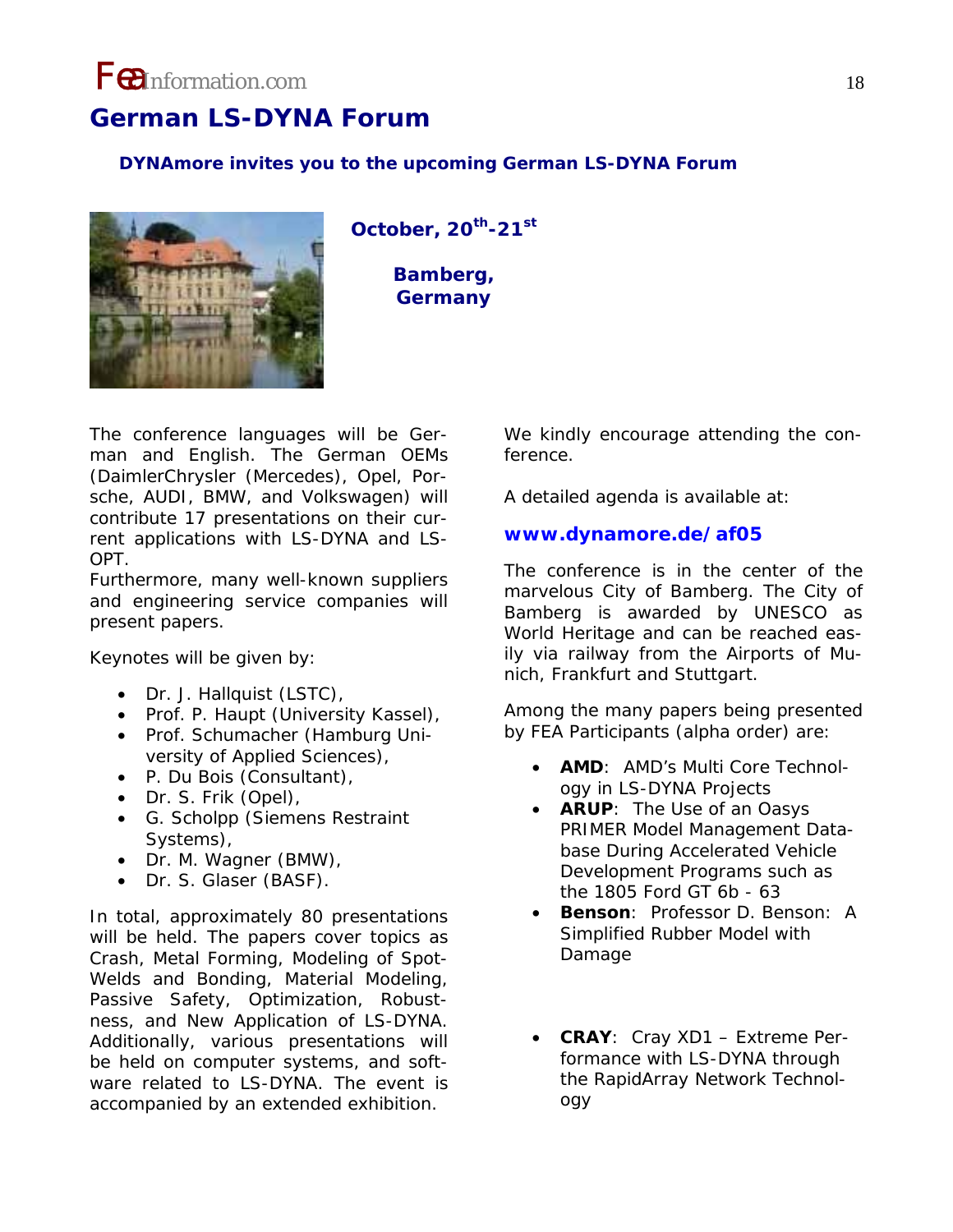# German LS-DYNA Forum

**DYNAmore invites you to the upcoming German LS-DYNA Forum**

**October, 20th-21st**

**Bamberg, Germany**

The conference languages will be German and English. The German OEMs (DaimlerChrysler (Mercedes), Opel, Porsche, AUDI, BMW, and Volkswagen) will contribute 17 presentations on their current applications with LS-DYNA and LS-OPT.
Furthermore, many well-known suppliers and engineering service companies will present papers.

Keynotes will be given by:

- Dr. J. Hallquist (LSTC),
- Prof. P. Haupt (University Kassel),
- Prof. Schumacher (Hamburg University of Applied Sciences),
- P. Du Bois (Consultant),
- Dr. S. Frik (Opel),
- G. Scholpp (Siemens Restraint Systems),
- Dr. M. Wagner (BMW),
- Dr. S. Glaser (BASF).

In total, approximately 80 presentations will be held. The papers cover topics as Crash, Metal Forming, Modeling of Spot-Welds and Bonding, Material Modeling, Passive Safety, Optimization, Robustness, and New Application of LS-DYNA. Additionally, various presentations will be held on computer systems, and software related to LS-DYNA. The event is accompanied by an extended exhibition.

We kindly encourage attending the conference.

A detailed agenda is available at:

**www.dynamore.de/af05**

The conference is in the center of the marvelous City of Bamberg. The City of Bamberg is awarded by UNESCO as World Heritage and can be reached easily via railway from the Airports of Munich, Frankfurt and Stuttgart.

Among the many papers being presented by FEA Participants (alpha order) are:

- **AMD**: AMD's Multi Core Technology in LS-DYNA Projects
- **ARUP**: The Use of an Oasys PRIMER Model Management Database During Accelerated Vehicle Development Programs such as the 1805 Ford GT 6b - 63
- **Benson**: Professor D. Benson: A Simplified Rubber Model with Damage
- **CRAY**: Cray XD1 – Extreme Performance with LS-DYNA through the RapidArray Network Technology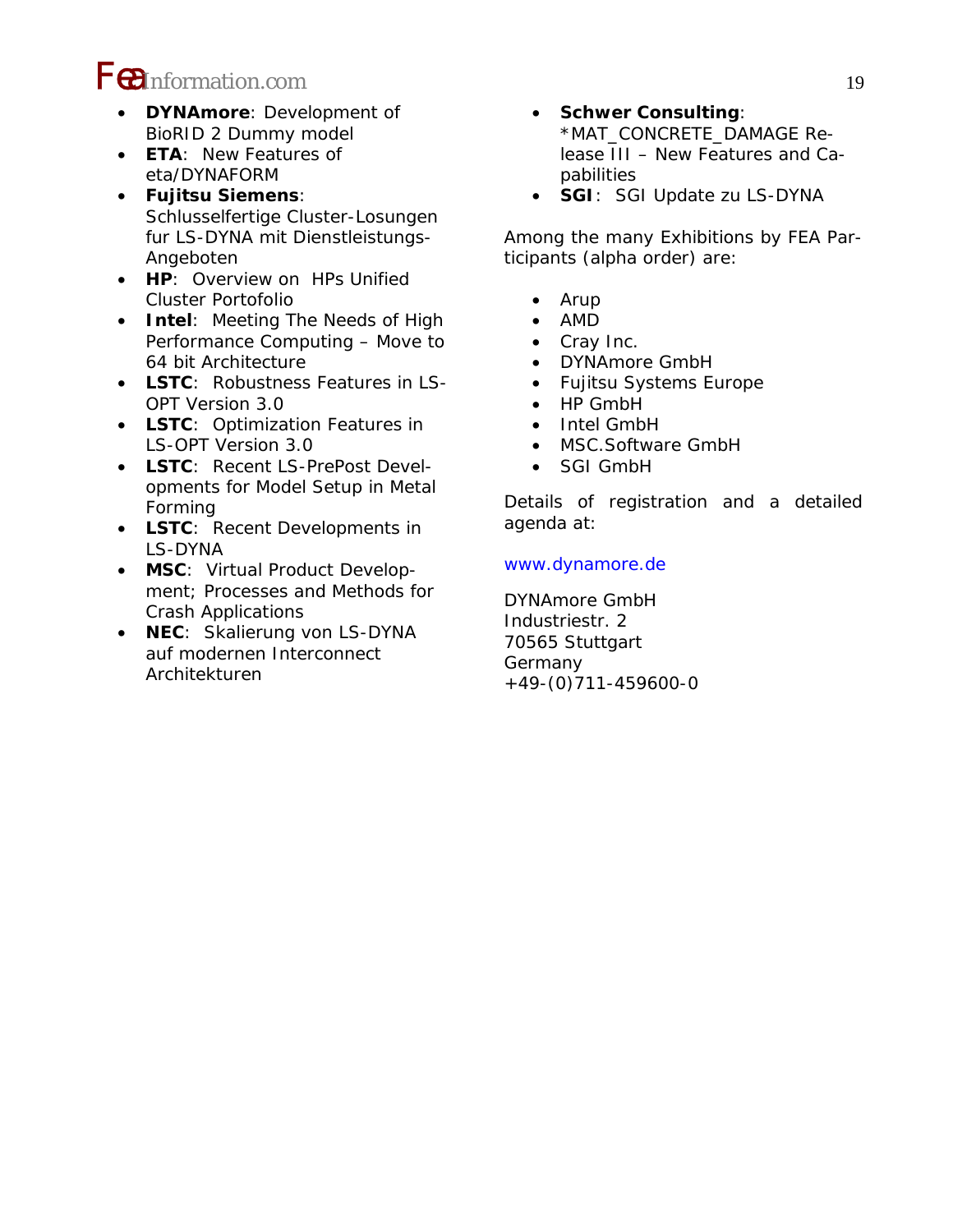- **DYNAmore**: Development of BioRID 2 Dummy model
- **ETA**: New Features of eta/DYNAFORM
- **Fujitsu Siemens**: Schlusselfertige Cluster-Losungen fur LS-DYNA mit Dienstleistungs-Angeboten
- **HP**: Overview on HPs Unified Cluster Portofolio
- **Intel**: Meeting The Needs of High Performance Computing – Move to 64 bit Architecture
- **LSTC**: Robustness Features in LS-OPT Version 3.0
- **LSTC**: Optimization Features in LS-OPT Version 3.0
- **LSTC**: Recent LS-PrePost Developments for Model Setup in Metal Forming
- **LSTC**: Recent Developments in LS-DYNA
- **MSC**: Virtual Product Development; Processes and Methods for Crash Applications
- **NEC**: Skalierung von LS-DYNA auf modernen Interconnect Architekturen
- **Schwer Consulting**: *MAT_CONCRETE_DAMAGE Release III – New Features and Capabilities
- **SGI**: SGI Update zu LS-DYNA

Among the many Exhibitions by FEA Participants (alpha order) are:

- Arup
- AMD
- Cray Inc.
- DYNAmore GmbH
- Fujitsu Systems Europe
- HP GmbH
- Intel GmbH
- MSC.Software GmbH
- SGI GmbH

Details of registration and a detailed agenda at:

www.dynamore.de

DYNAmore GmbH
Industriestr. 2
70565 Stuttgart
Germany
+49-(0)711-459600-0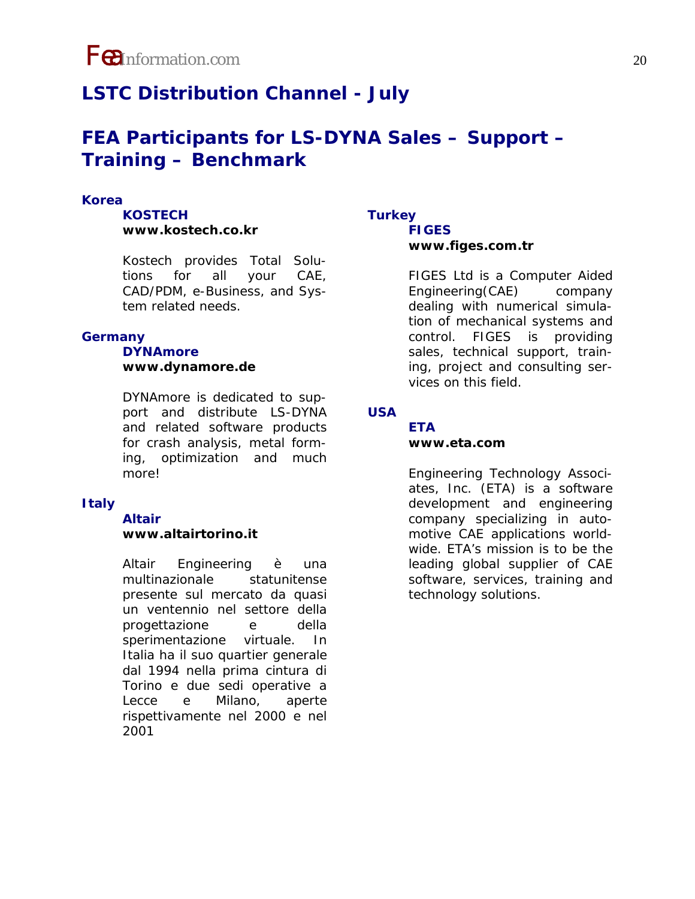# LSTC Distribution Channel - July

## FEA Participants for LS-DYNA Sales – Support – Training – Benchmark

### Korea

**KOSTECH**
**www.kostech.co.kr**

Kostech provides Total Solutions for all your CAE, CAD/PDM, e-Business, and System related needs.

### Germany

**DYNAmore**
**www.dynamore.de**

DYNAmore is dedicated to support and distribute LS-DYNA and related software products for crash analysis, metal forming, optimization and much more!

### Italy

**Altair**
**www.altairtorino.it**

Altair Engineering è una multinazionale statunitense presente sul mercato da quasi un ventennio nel settore della progettazione e della sperimentazione virtuale. In Italia ha il suo quartier generale dal 1994 nella prima cintura di Torino e due sedi operative a Lecce e Milano, aperte rispettivamente nel 2000 e nel 2001

### Turkey

**FIGES**
**www.figes.com.tr**

FIGES Ltd is a Computer Aided Engineering(CAE) company dealing with numerical simulation of mechanical systems and control. FIGES is providing sales, technical support, training, project and consulting services on this field.

### USA

**ETA**
**www.eta.com**

Engineering Technology Associates, Inc. (ETA) is a software development and engineering company specializing in automotive CAE applications worldwide. ETA's mission is to be the leading global supplier of CAE software, services, training and technology solutions.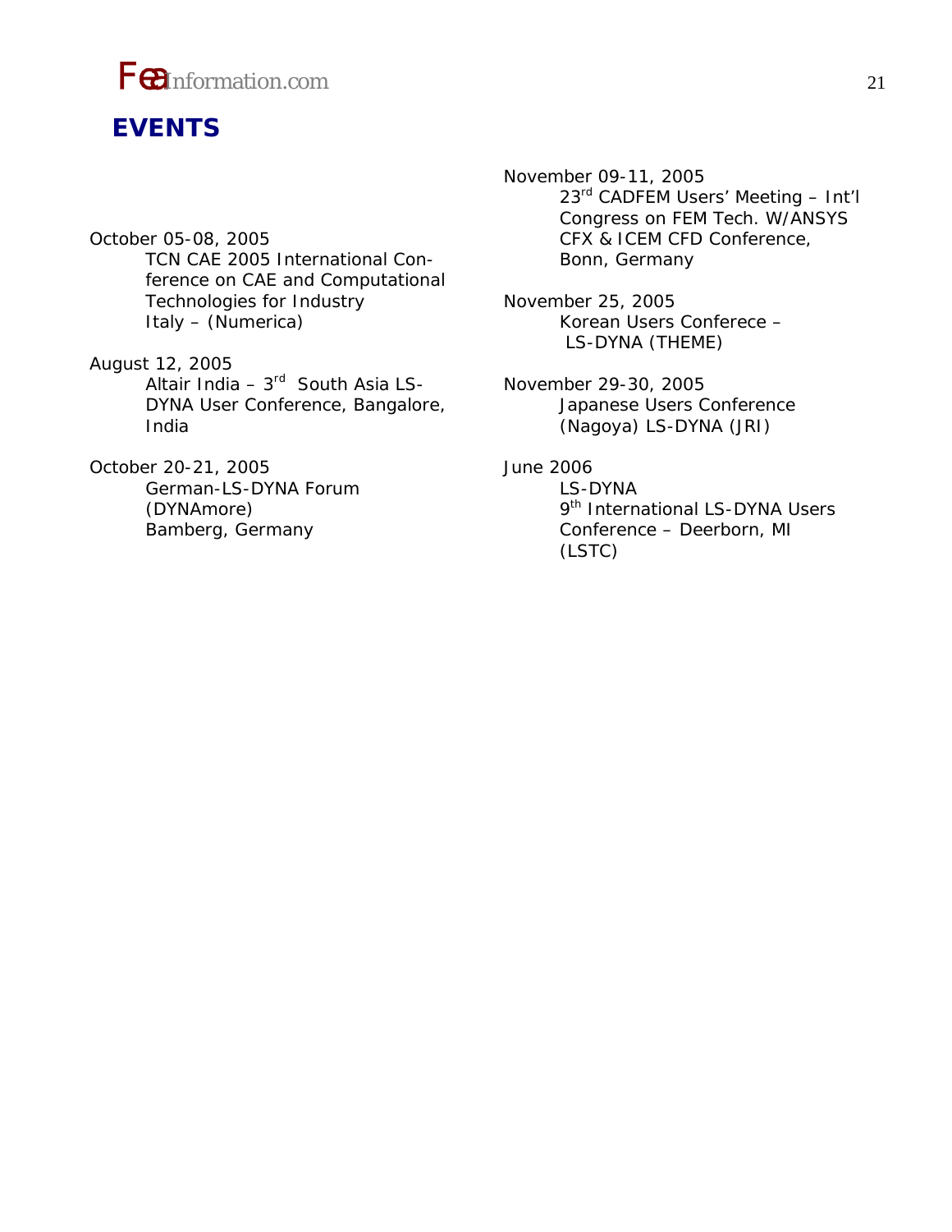# EVENTS

October 05-08, 2005
TCN CAE 2005 International Conference on CAE and Computational Technologies for Industry
Italy – (Numerica)

August 12, 2005
Altair India – 3rd South Asia LS-DYNA User Conference, Bangalore, India

October 20-21, 2005
German-LS-DYNA Forum
(DYNAmore)
Bamberg, Germany

November 09-11, 2005
23rd CADFEM Users' Meeting – Int'l Congress on FEM Tech. W/ANSYS CFX & ICEM CFD Conference, Bonn, Germany

November 25, 2005
Korean Users Conferece –
LS-DYNA (THEME)

November 29-30, 2005
Japanese Users Conference
(Nagoya) LS-DYNA (JRI)

June 2006
LS-DYNA
9th International LS-DYNA Users Conference – Deerborn, MI
(LSTC)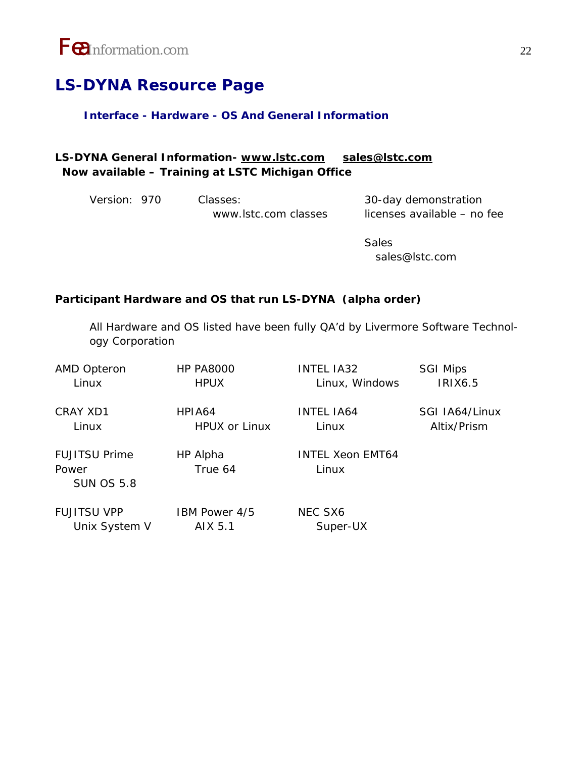## LS-DYNA Resource Page

### Interface - Hardware - OS And General Information

**LS-DYNA General Information- www.lstc.com sales@lstc.com**
**Now available – Training at LSTC Michigan Office**

| | | |
|---|---|---|
| Version: 970 | Classes: www.lstc.com classes | 30-day demonstration licenses available – no fee |
| | | Sales sales@lstc.com |

**Participant Hardware and OS that run LS-DYNA (alpha order)**

All Hardware and OS listed have been fully QA'd by Livermore Software Technology Corporation

| | | | |
|---|---|---|---|
| AMD Opteron<br>Linux | HP PA8000<br>HPUX | INTEL IA32<br>Linux, Windows | SGI Mips<br>IRIX6.5 |
| CRAY XD1<br>Linux | HPIA64<br>HPUX or Linux | INTEL IA64<br>Linux | SGI IA64/Linux<br>Altix/Prism |
| FUJITSU Prime Power<br>SUN OS 5.8 | HP Alpha<br>True 64 | INTEL Xeon EMT64<br>Linux | |
| FUJITSU VPP<br>Unix System V | IBM Power 4/5<br>AIX 5.1 | NEC SX6<br>Super-UX | |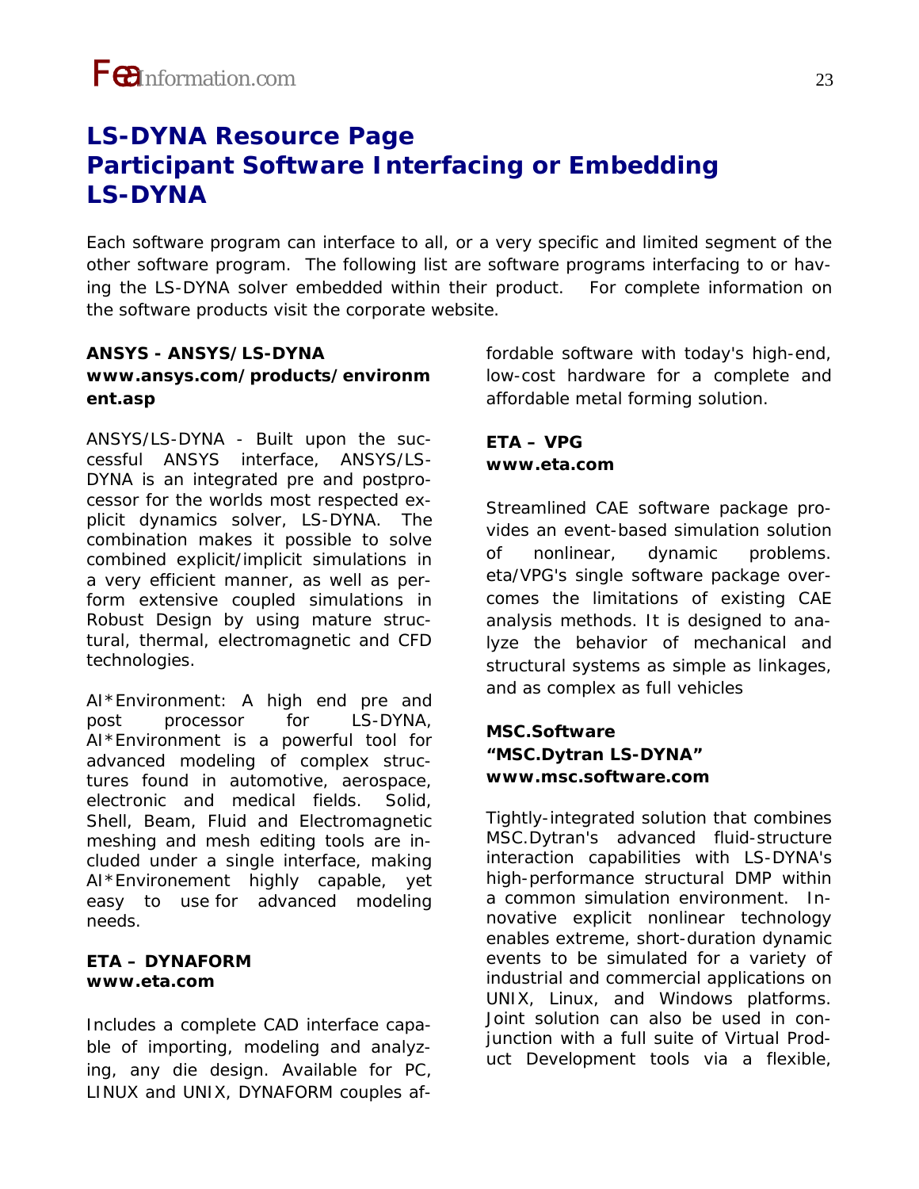# LS-DYNA Resource Page
# Participant Software Interfacing or Embedding LS-DYNA

Each software program can interface to all, or a very specific and limited segment of the other software program. The following list are software programs interfacing to or having the LS-DYNA solver embedded within their product. For complete information on the software products visit the corporate website.

**ANSYS - ANSYS/LS-DYNA**
**www.ansys.com/products/environment.asp**

ANSYS/LS-DYNA - Built upon the successful ANSYS interface, ANSYS/LS-DYNA is an integrated pre and postprocessor for the worlds most respected explicit dynamics solver, LS-DYNA. The combination makes it possible to solve combined explicit/implicit simulations in a very efficient manner, as well as perform extensive coupled simulations in Robust Design by using mature structural, thermal, electromagnetic and CFD technologies.

AI*Environment: A high end pre and post processor for LS-DYNA, AI*Environment is a powerful tool for advanced modeling of complex structures found in automotive, aerospace, electronic and medical fields. Solid, Shell, Beam, Fluid and Electromagnetic meshing and mesh editing tools are included under a single interface, making AI*Environement highly capable, yet easy to use for advanced modeling needs.

**ETA – DYNAFORM**
**www.eta.com**

Includes a complete CAD interface capable of importing, modeling and analyzing, any die design. Available for PC, LINUX and UNIX, DYNAFORM couples affordable software with today's high-end, low-cost hardware for a complete and affordable metal forming solution.

**ETA – VPG**
**www.eta.com**

Streamlined CAE software package provides an event-based simulation solution of nonlinear, dynamic problems. eta/VPG's single software package overcomes the limitations of existing CAE analysis methods. It is designed to analyze the behavior of mechanical and structural systems as simple as linkages, and as complex as full vehicles

**MSC.Software**
**"MSC.Dytran LS-DYNA"**
**www.msc.software.com**

Tightly-integrated solution that combines MSC.Dytran's advanced fluid-structure interaction capabilities with LS-DYNA's high-performance structural DMP within a common simulation environment. Innovative explicit nonlinear technology enables extreme, short-duration dynamic events to be simulated for a variety of industrial and commercial applications on UNIX, Linux, and Windows platforms. Joint solution can also be used in conjunction with a full suite of Virtual Product Development tools via a flexible,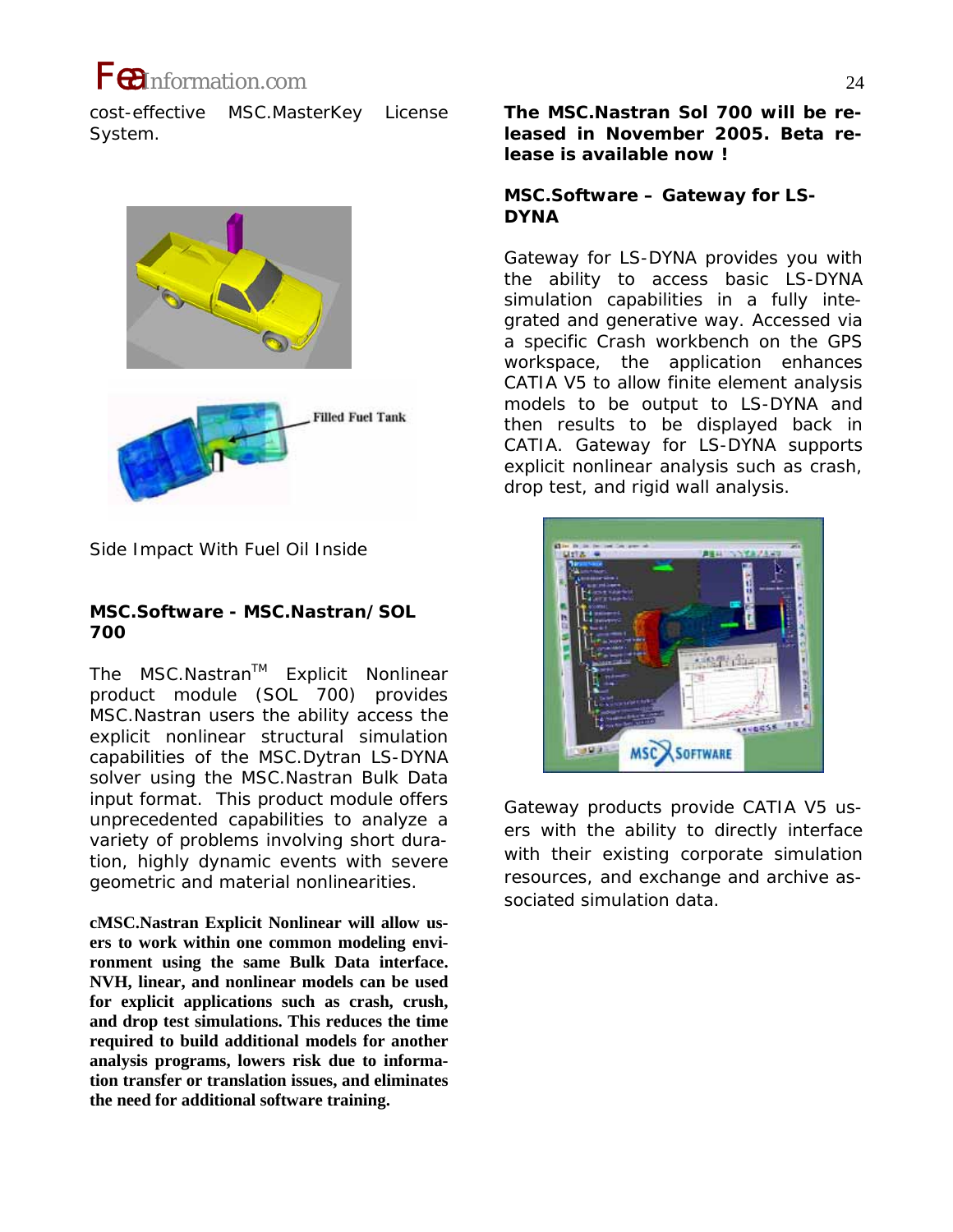cost-effective MSC.MasterKey License System.

Filled Fuel Tank

Side Impact With Fuel Oil Inside

**MSC.Software - MSC.Nastran/SOL 700**

The MSC.Nastran™ Explicit Nonlinear product module (SOL 700) provides MSC.Nastran users the ability access the explicit nonlinear structural simulation capabilities of the MSC.Dytran LS-DYNA solver using the MSC.Nastran Bulk Data input format. This product module offers unprecedented capabilities to analyze a variety of problems involving short duration, highly dynamic events with severe geometric and material nonlinearities.

**cMSC.Nastran Explicit Nonlinear will allow users to work within one common modeling environment using the same Bulk Data interface. NVH, linear, and nonlinear models can be used for explicit applications such as crash, crush, and drop test simulations. This reduces the time required to build additional models for another analysis programs, lowers risk due to information transfer or translation issues, and eliminates the need for additional software training.**

**The MSC.Nastran Sol 700 will be released in November 2005. Beta release is available now !**

**MSC.Software – Gateway for LS-DYNA**

Gateway for LS-DYNA provides you with the ability to access basic LS-DYNA simulation capabilities in a fully integrated and generative way. Accessed via a specific Crash workbench on the GPS workspace, the application enhances CATIA V5 to allow finite element analysis models to be output to LS-DYNA and then results to be displayed back in CATIA. Gateway for LS-DYNA supports explicit nonlinear analysis such as crash, drop test, and rigid wall analysis.

Gateway products provide CATIA V5 users with the ability to directly interface with their existing corporate simulation resources, and exchange and archive associated simulation data.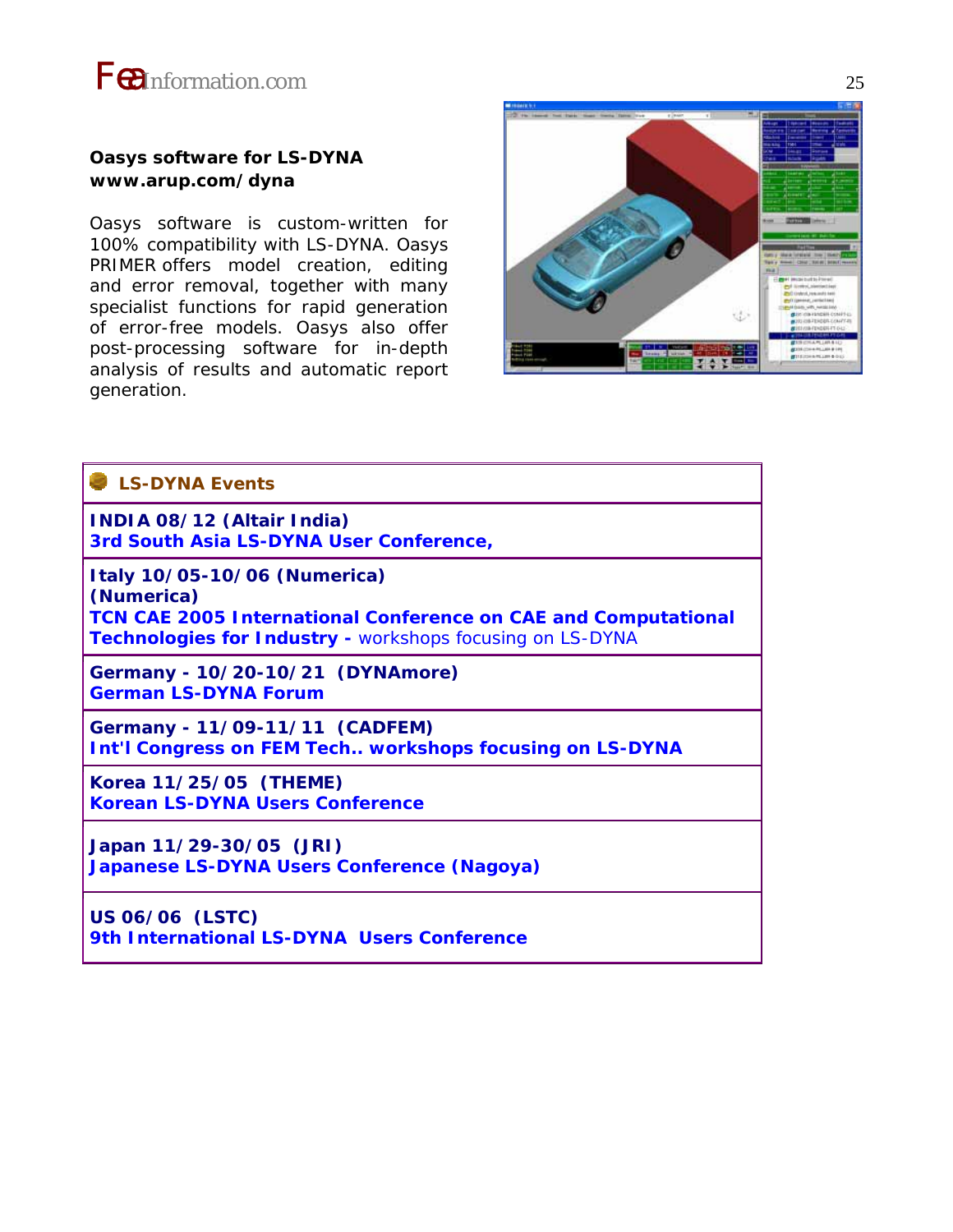**Oasys software for LS-DYNA**
**www.arup.com/dyna**

Oasys software is custom-written for 100% compatibility with LS-DYNA. Oasys PRIMER offers model creation, editing and error removal, together with many specialist functions for rapid generation of error-free models. Oasys also offer post-processing software for in-depth analysis of results and automatic report generation.

## LS-DYNA Events

**INDIA 08/12 (Altair India)**
**3rd South Asia LS-DYNA User Conference,**

**Italy 10/05-10/06 (Numerica)**
**(Numerica)**
**TCN CAE 2005 International Conference on CAE and Computational Technologies for Industry -** workshops focusing on LS-DYNA

**Germany - 10/20-10/21 (DYNAmore)**
**German LS-DYNA Forum**

**Germany - 11/09-11/11 (CADFEM)**
**Int'l Congress on FEM Tech.. workshops focusing on LS-DYNA**

**Korea 11/25/05 (THEME)**
**Korean LS-DYNA Users Conference**

**Japan 11/29-30/05 (JRI)**
**Japanese LS-DYNA Users Conference (Nagoya)**

**US 06/06 (LSTC)**
**9th International LS-DYNA Users Conference**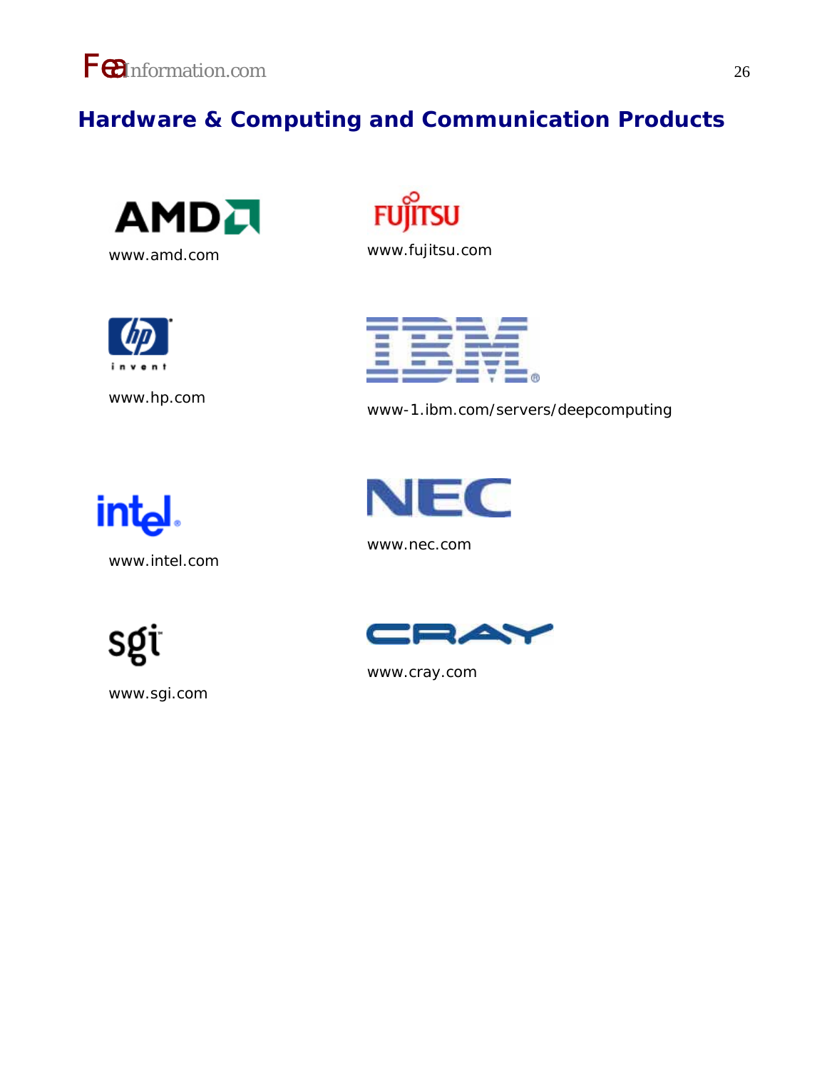## Hardware & Computing and Communication Products

www.amd.com

www.fujitsu.com

www.hp.com

www-1.ibm.com/servers/deepcomputing

www.intel.com

www.nec.com

www.sgi.com

www.cray.com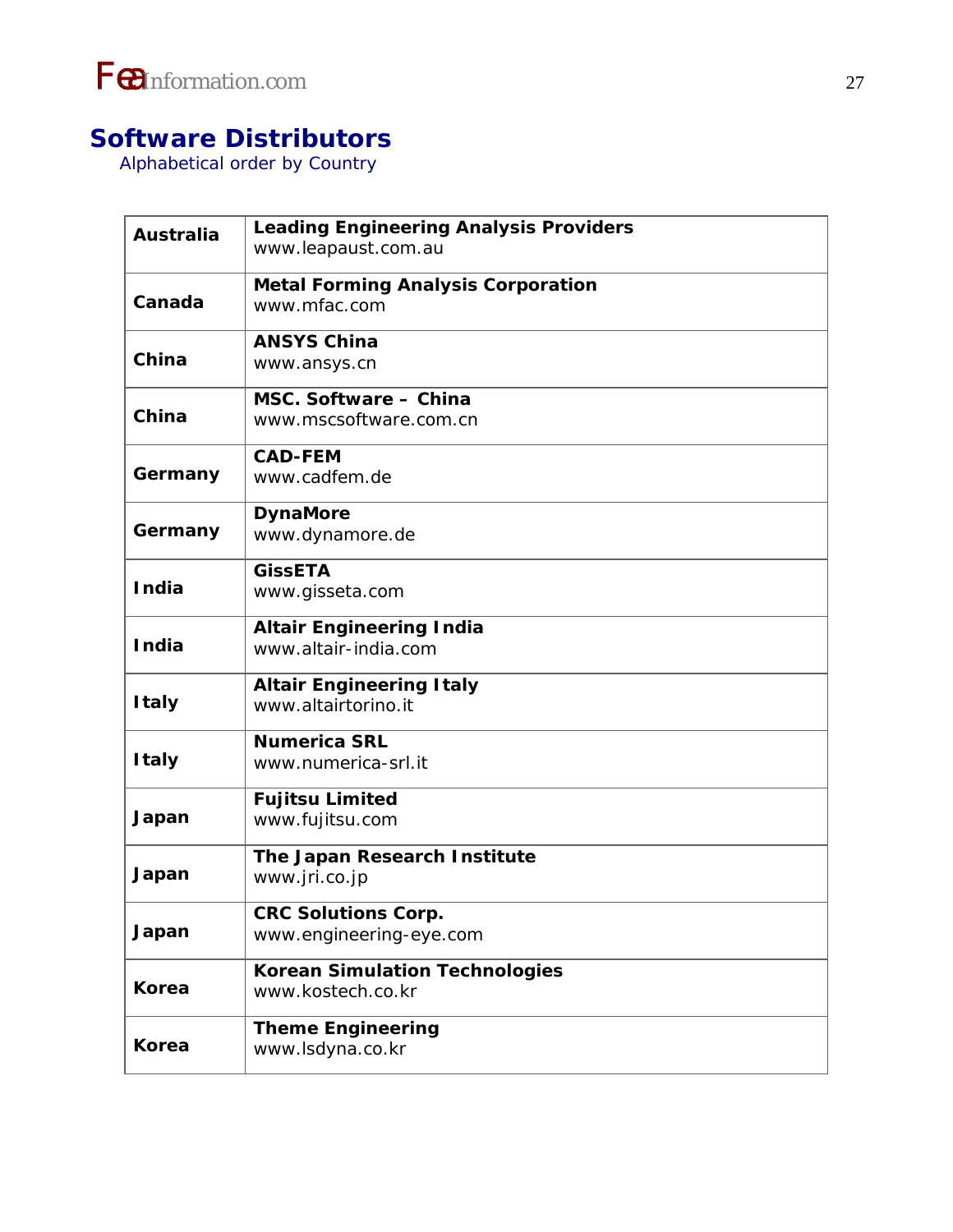## Software Distributors

Alphabetical order by Country

| | |
|---|---|
| **Australia** | **Leading Engineering Analysis Providers**<br>www.leapaust.com.au |
| **Canada** | **Metal Forming Analysis Corporation**<br>www.mfac.com |
| **China** | **ANSYS China**<br>www.ansys.cn |
| **China** | **MSC. Software – China**<br>www.mscsoftware.com.cn |
| **Germany** | **CAD-FEM**<br>www.cadfem.de |
| **Germany** | **DynaMore**<br>www.dynamore.de |
| **India** | **GissETA**<br>www.gisseta.com |
| **India** | **Altair Engineering India**<br>www.altair-india.com |
| **Italy** | **Altair Engineering Italy**<br>www.altairtorino.it |
| **Italy** | **Numerica SRL**<br>www.numerica-srl.it |
| **Japan** | **Fujitsu Limited**<br>www.fujitsu.com |
| **Japan** | **The Japan Research Institute**<br>www.jri.co.jp |
| **Japan** | **CRC Solutions Corp.**<br>www.engineering-eye.com |
| **Korea** | **Korean Simulation Technologies**<br>www.kostech.co.kr |
| **Korea** | **Theme Engineering**<br>www.lsdyna.co.kr |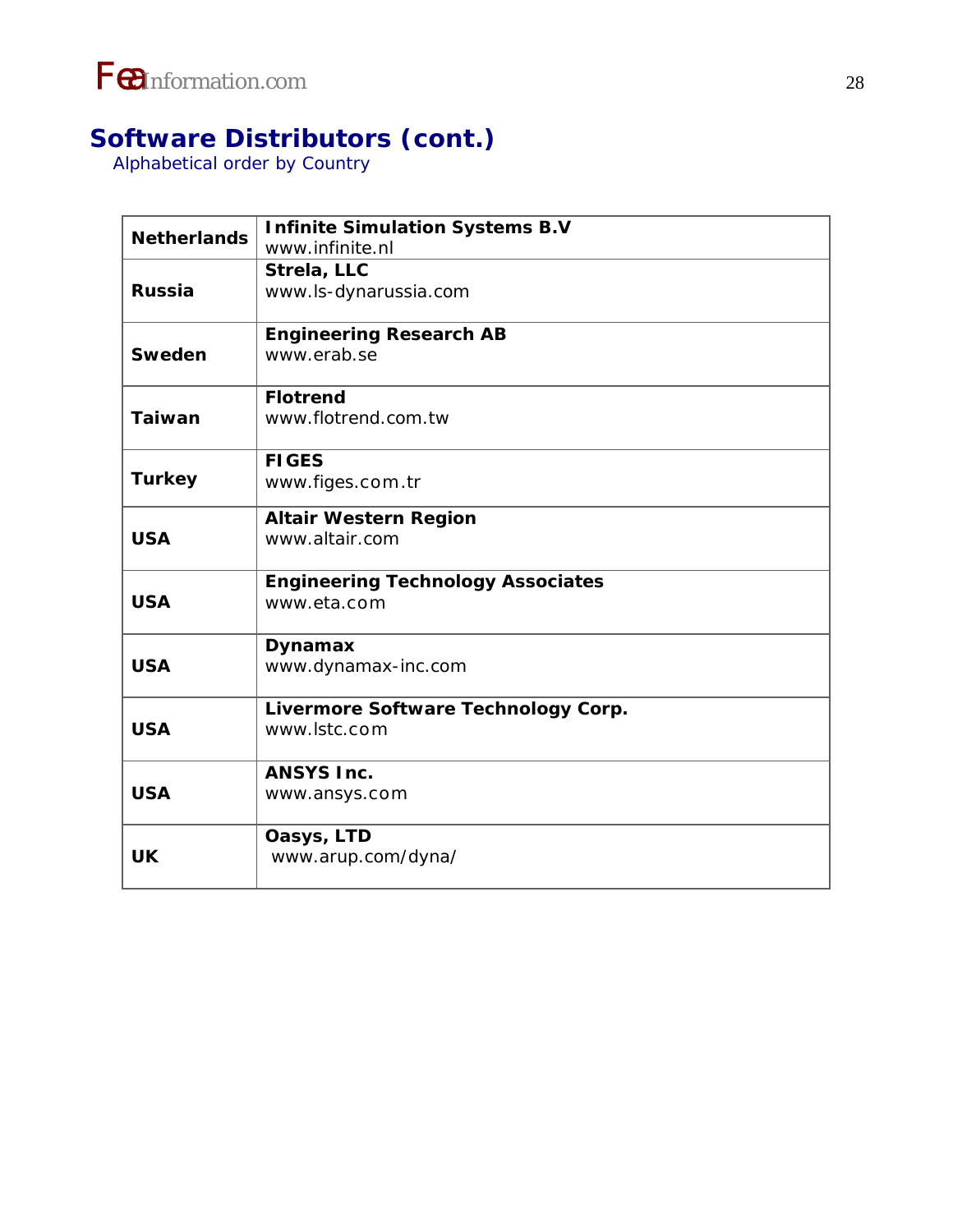## Software Distributors (cont.)

Alphabetical order by Country

| | |
|---|---|
| **Netherlands** | **Infinite Simulation Systems B.V**<br>www.infinite.nl |
| **Russia** | **Strela, LLC**<br>www.ls-dynarussia.com |
| **Sweden** | **Engineering Research AB**<br>www.erab.se |
| **Taiwan** | **Flotrend**<br>www.flotrend.com.tw |
| **Turkey** | **FIGES**<br>www.figes.com.tr |
| **USA** | **Altair Western Region**<br>www.altair.com |
| **USA** | **Engineering Technology Associates**<br>www.eta.com |
| **USA** | **Dynamax**<br>www.dynamax-inc.com |
| **USA** | **Livermore Software Technology Corp.**<br>www.lstc.com |
| **USA** | **ANSYS Inc.**<br>www.ansys.com |
| **UK** | **Oasys, LTD**<br>www.arup.com/dyna/ |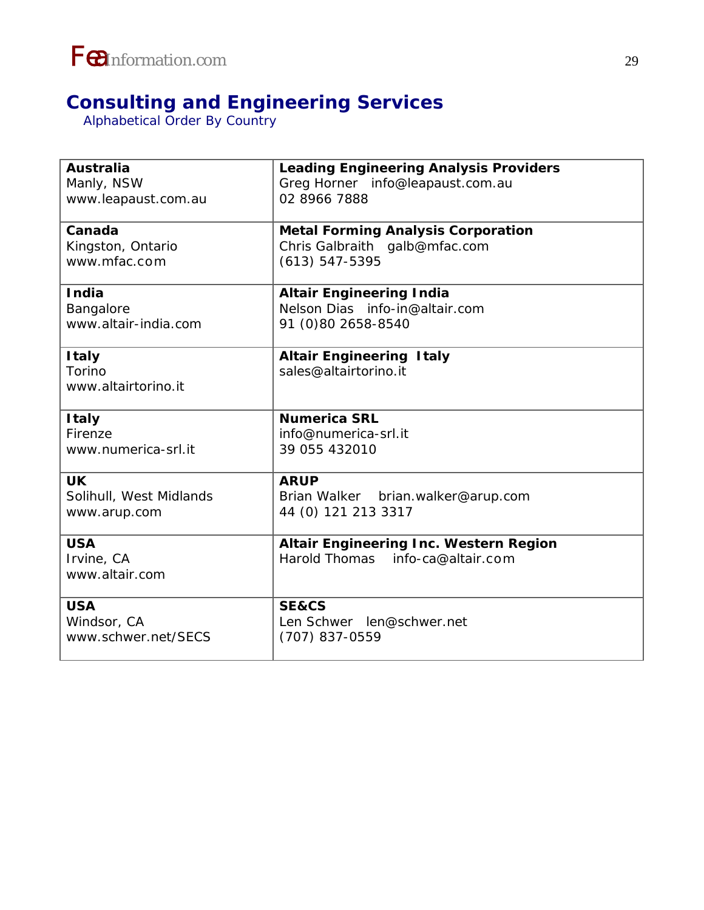# Consulting and Engineering Services

Alphabetical Order By Country

| | |
|---|---|
| **Australia**<br>Manly, NSW<br>www.leapaust.com.au | **Leading Engineering Analysis Providers**<br>Greg Horner info@leapaust.com.au<br>02 8966 7888 |
| **Canada**<br>Kingston, Ontario<br>www.mfac.com | **Metal Forming Analysis Corporation**<br>Chris Galbraith galb@mfac.com<br>(613) 547-5395 |
| **India**<br>Bangalore<br>www.altair-india.com | **Altair Engineering India**<br>Nelson Dias info-in@altair.com<br>91 (0)80 2658-8540 |
| **Italy**<br>Torino<br>www.altairtorino.it | **Altair Engineering Italy**<br>sales@altairtorino.it |
| **Italy**<br>Firenze<br>www.numerica-srl.it | **Numerica SRL**<br>info@numerica-srl.it<br>39 055 432010 |
| **UK**<br>Solihull, West Midlands<br>www.arup.com | **ARUP**<br>Brian Walker brian.walker@arup.com<br>44 (0) 121 213 3317 |
| **USA**<br>Irvine, CA<br>www.altair.com | **Altair Engineering Inc. Western Region**<br>Harold Thomas info-ca@altair.com |
| **USA**<br>Windsor, CA<br>www.schwer.net/SECS | **SE&CS**<br>Len Schwer len@schwer.net<br>(707) 837-0559 |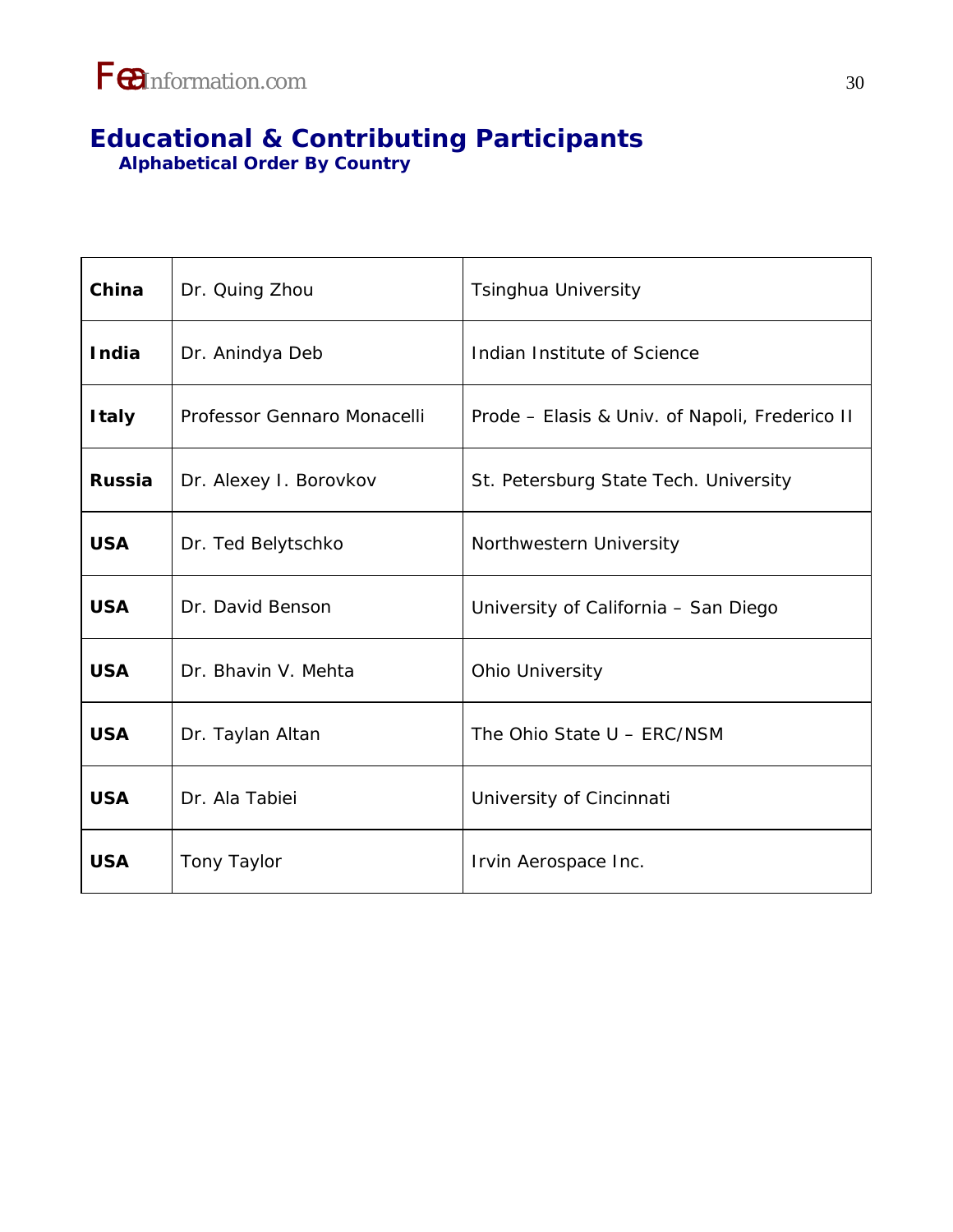## Educational & Contributing Participants

### Alphabetical Order By Country

| | | |
|---|---|---|
| **China** | Dr. Quing Zhou | Tsinghua University |
| **India** | Dr. Anindya Deb | Indian Institute of Science |
| **Italy** | Professor Gennaro Monacelli | Prode – Elasis & Univ. of Napoli, Frederico II |
| **Russia** | Dr. Alexey I. Borovkov | St. Petersburg State Tech. University |
| **USA** | Dr. Ted Belytschko | Northwestern University |
| **USA** | Dr. David Benson | University of California – San Diego |
| **USA** | Dr. Bhavin V. Mehta | Ohio University |
| **USA** | Dr. Taylan Altan | The Ohio State U – ERC/NSM |
| **USA** | Dr. Ala Tabiei | University of Cincinnati |
| **USA** | Tony Taylor | Irvin Aerospace Inc. |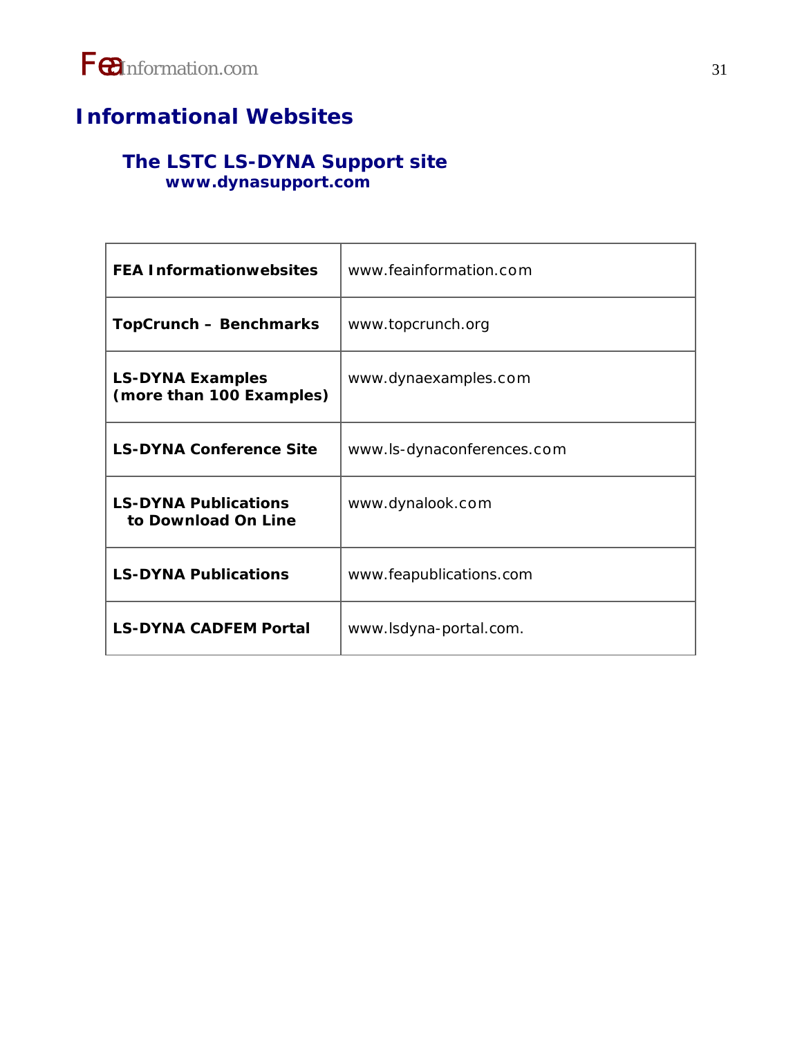# Informational Websites

## The LSTC LS-DYNA Support site

**www.dynasupport.com**

| | |
|---|---|
| **FEA Informationwebsites** | www.feainformation.com |
| **TopCrunch – Benchmarks** | www.topcrunch.org |
| **LS-DYNA Examples (more than 100 Examples)** | www.dynaexamples.com |
| **LS-DYNA Conference Site** | www.ls-dynaconferences.com |
| **LS-DYNA Publications to Download On Line** | www.dynalook.com |
| **LS-DYNA Publications** | www.feapublications.com |
| **LS-DYNA CADFEM Portal** | www.lsdyna-portal.com. |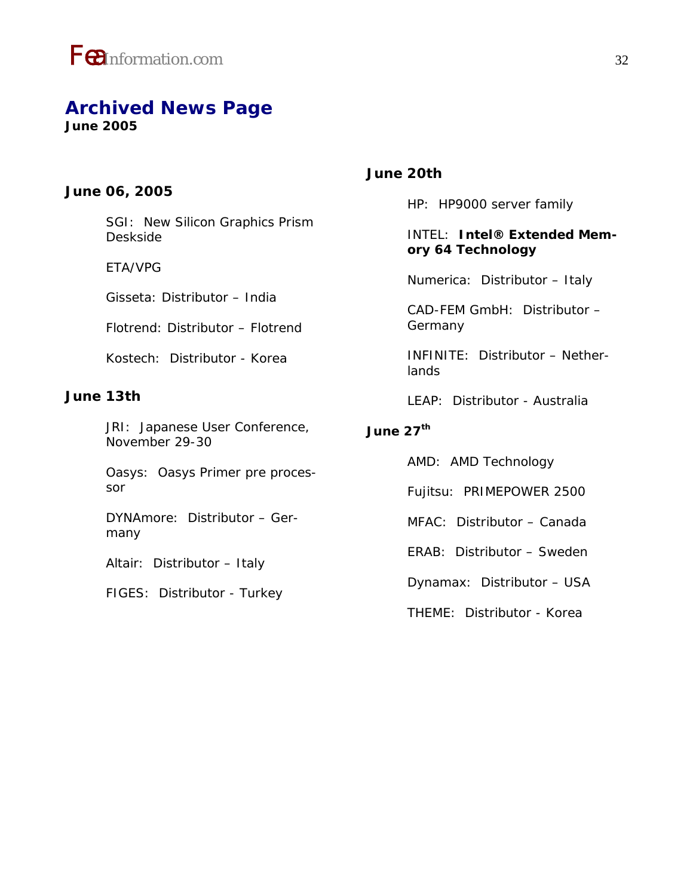# Archived News Page

**June 2005**

### June 06, 2005

SGI: New Silicon Graphics Prism Deskside

ETA/VPG

Gisseta: Distributor – India

Flotrend: Distributor – Flotrend

Kostech: Distributor - Korea

### June 13th

JRI: Japanese User Conference, November 29-30

Oasys: Oasys Primer pre processor

DYNAmore: Distributor – Germany

Altair: Distributor – Italy

FIGES: Distributor - Turkey

### June 20th

HP: HP9000 server family

INTEL: **Intel® Extended Memory 64 Technology**

Numerica: Distributor – Italy

CAD-FEM GmbH: Distributor – Germany

INFINITE: Distributor – Netherlands

LEAP: Distributor - Australia

### June 27th

AMD: AMD Technology

Fujitsu: PRIMEPOWER 2500

MFAC: Distributor – Canada

ERAB: Distributor – Sweden

Dynamax: Distributor – USA

THEME: Distributor - Korea